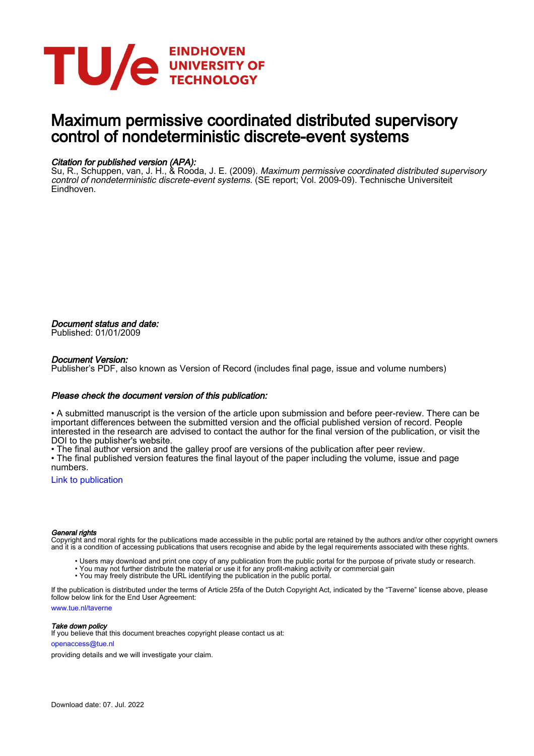EINDHOVEN UNIVERSITY OF TECHNOLOGY

# Maximum permissive coordinated distributed supervisory control of nondeterministic discrete-event systems

*Citation for published version (APA):*
Su, R., Schuppen, van, J. H., & Rooda, J. E. (2009). *Maximum permissive coordinated distributed supervisory control of nondeterministic discrete-event systems*. (SE report; Vol. 2009-09). Technische Universiteit Eindhoven.

*Document status and date:*
Published: 01/01/2009

*Document Version:*
Publisher's PDF, also known as Version of Record (includes final page, issue and volume numbers)

*Please check the document version of this publication:*

• A submitted manuscript is the version of the article upon submission and before peer-review. There can be important differences between the submitted version and the official published version of record. People interested in the research are advised to contact the author for the final version of the publication, or visit the DOI to the publisher's website.
• The final author version and the galley proof are versions of the publication after peer review.
• The final published version features the final layout of the paper including the volume, issue and page numbers.

Link to publication

*General rights*
Copyright and moral rights for the publications made accessible in the public portal are retained by the authors and/or other copyright owners and it is a condition of accessing publications that users recognise and abide by the legal requirements associated with these rights.

- Users may download and print one copy of any publication from the public portal for the purpose of private study or research.
- You may not further distribute the material or use it for any profit-making activity or commercial gain
- You may freely distribute the URL identifying the publication in the public portal.

If the publication is distributed under the terms of Article 25fa of the Dutch Copyright Act, indicated by the "Taverne" license above, please follow below link for the End User Agreement:

www.tue.nl/taverne

*Take down policy*
If you believe that this document breaches copyright please contact us at:

openaccess@tue.nl

providing details and we will investigate your claim.

Download date: 07. Jul. 2022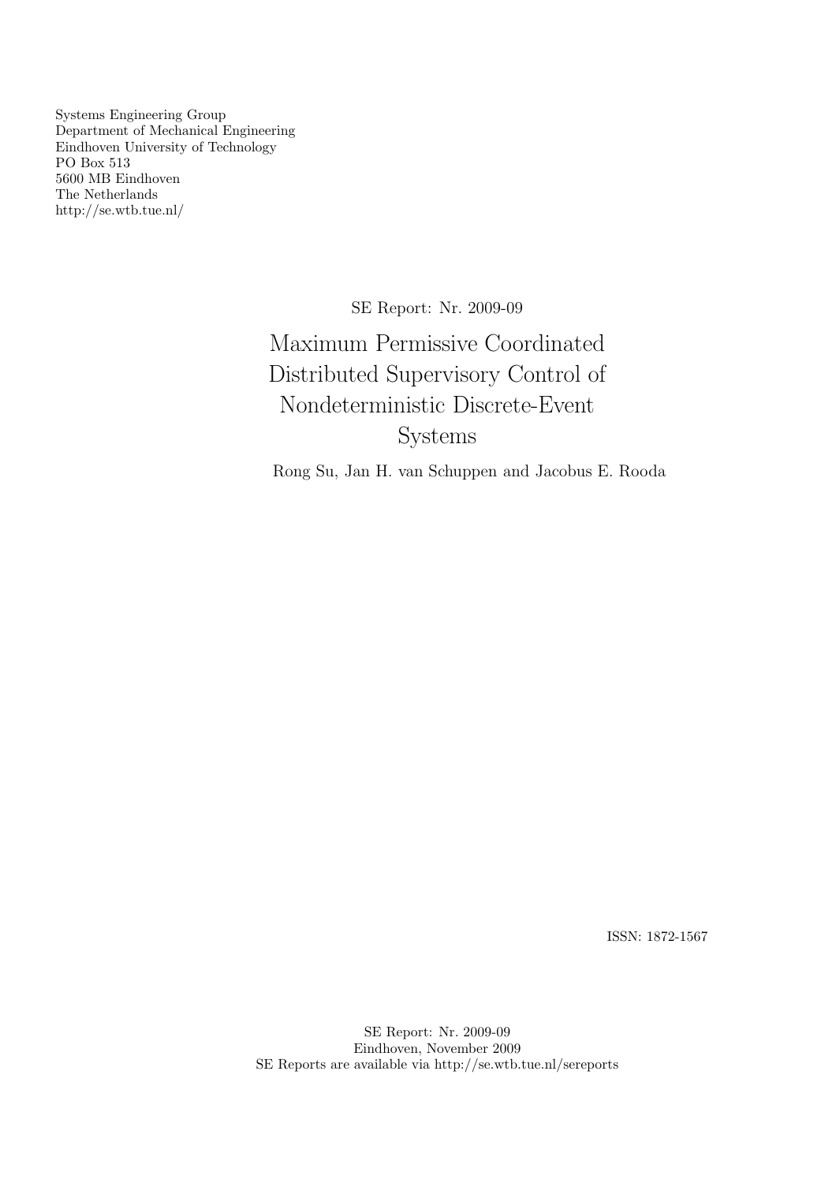Systems Engineering Group
Department of Mechanical Engineering
Eindhoven University of Technology
PO Box 513
5600 MB Eindhoven
The Netherlands
http://se.wtb.tue.nl/

SE Report: Nr. 2009-09

# Maximum Permissive Coordinated Distributed Supervisory Control of Nondeterministic Discrete-Event Systems

Rong Su, Jan H. van Schuppen and Jacobus E. Rooda

ISSN: 1872-1567

SE Report: Nr. 2009-09
Eindhoven, November 2009
SE Reports are available via http://se.wtb.tue.nl/sereports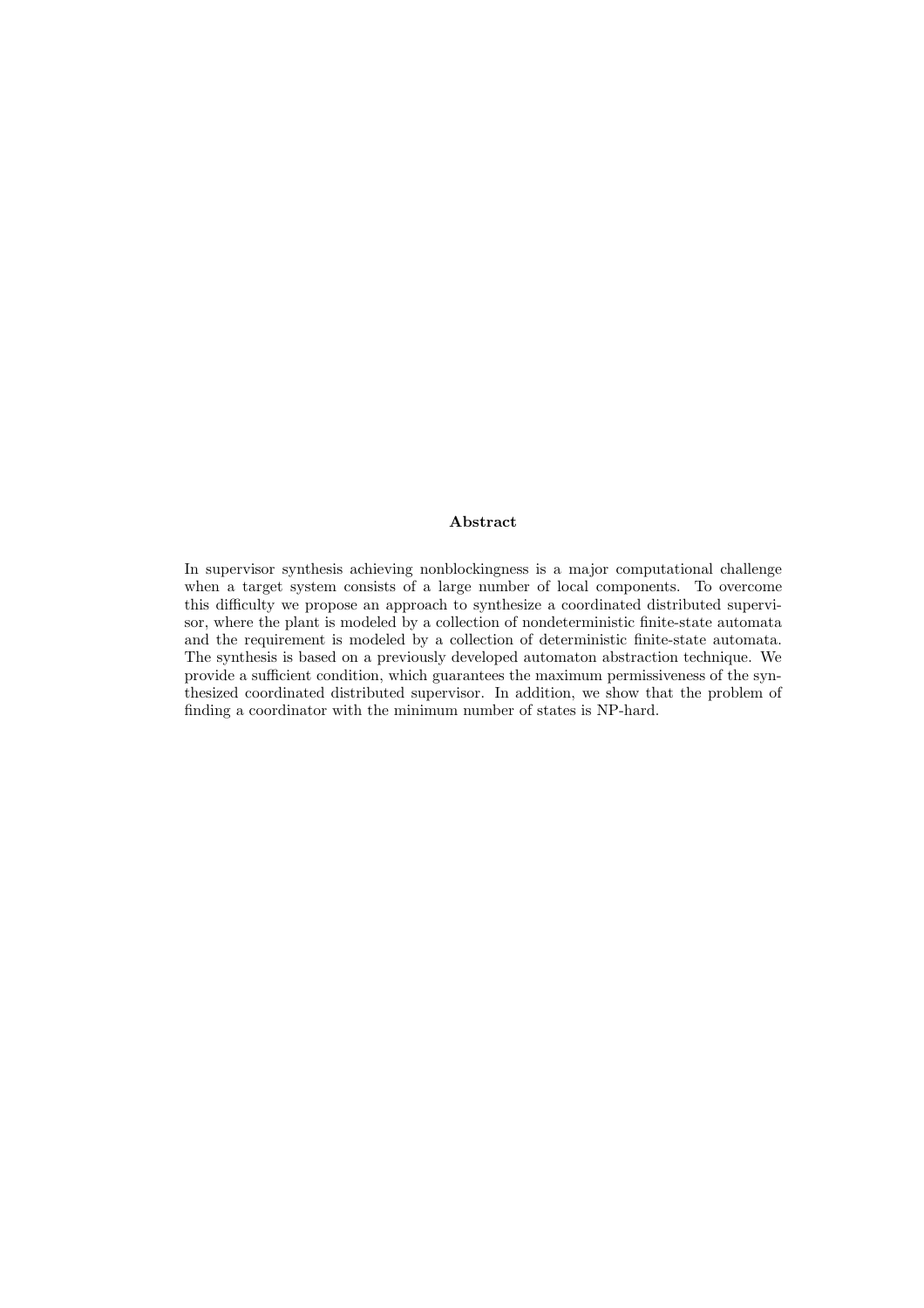## Abstract

In supervisor synthesis achieving nonblockingness is a major computational challenge when a target system consists of a large number of local components. To overcome this difficulty we propose an approach to synthesize a coordinated distributed supervisor, where the plant is modeled by a collection of nondeterministic finite-state automata and the requirement is modeled by a collection of deterministic finite-state automata. The synthesis is based on a previously developed automaton abstraction technique. We provide a sufficient condition, which guarantees the maximum permissiveness of the synthesized coordinated distributed supervisor. In addition, we show that the problem of finding a coordinator with the minimum number of states is NP-hard.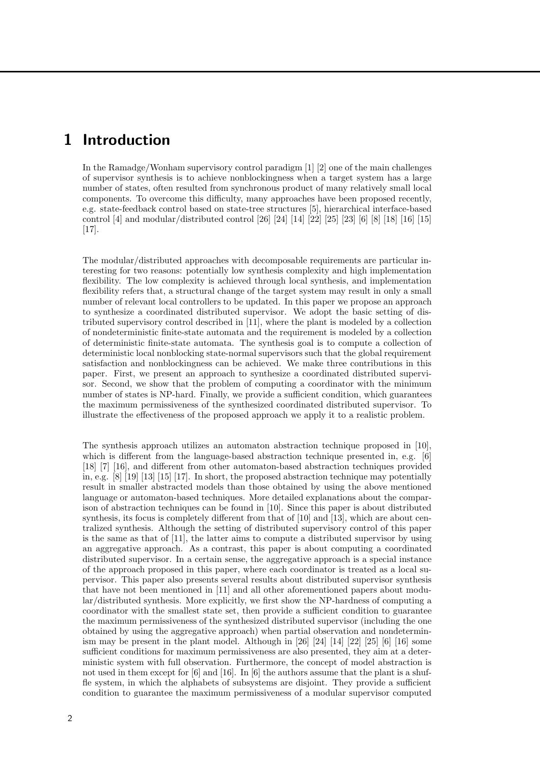# 1 Introduction

In the Ramadge/Wonham supervisory control paradigm [1] [2] one of the main challenges of supervisor synthesis is to achieve nonblockingness when a target system has a large number of states, often resulted from synchronous product of many relatively small local components. To overcome this difficulty, many approaches have been proposed recently, e.g. state-feedback control based on state-tree structures [5], hierarchical interface-based control [4] and modular/distributed control [26] [24] [14] [22] [25] [23] [6] [8] [18] [16] [15] [17].

The modular/distributed approaches with decomposable requirements are particular interesting for two reasons: potentially low synthesis complexity and high implementation flexibility. The low complexity is achieved through local synthesis, and implementation flexibility refers that, a structural change of the target system may result in only a small number of relevant local controllers to be updated. In this paper we propose an approach to synthesize a coordinated distributed supervisor. We adopt the basic setting of distributed supervisory control described in [11], where the plant is modeled by a collection of nondeterministic finite-state automata and the requirement is modeled by a collection of deterministic finite-state automata. The synthesis goal is to compute a collection of deterministic local nonblocking state-normal supervisors such that the global requirement satisfaction and nonblockingness can be achieved. We make three contributions in this paper. First, we present an approach to synthesize a coordinated distributed supervisor. Second, we show that the problem of computing a coordinator with the minimum number of states is NP-hard. Finally, we provide a sufficient condition, which guarantees the maximum permissiveness of the synthesized coordinated distributed supervisor. To illustrate the effectiveness of the proposed approach we apply it to a realistic problem.

The synthesis approach utilizes an automaton abstraction technique proposed in [10], which is different from the language-based abstraction technique presented in, e.g. [6] [18] [7] [16], and different from other automaton-based abstraction techniques provided in, e.g. [8] [19] [13] [15] [17]. In short, the proposed abstraction technique may potentially result in smaller abstracted models than those obtained by using the above mentioned language or automaton-based techniques. More detailed explanations about the comparison of abstraction techniques can be found in [10]. Since this paper is about distributed synthesis, its focus is completely different from that of [10] and [13], which are about centralized synthesis. Although the setting of distributed supervisory control of this paper is the same as that of [11], the latter aims to compute a distributed supervisor by using an aggregative approach. As a contrast, this paper is about computing a coordinated distributed supervisor. In a certain sense, the aggregative approach is a special instance of the approach proposed in this paper, where each coordinator is treated as a local supervisor. This paper also presents several results about distributed supervisor synthesis that have not been mentioned in [11] and all other aforementioned papers about modular/distributed synthesis. More explicitly, we first show the NP-hardness of computing a coordinator with the smallest state set, then provide a sufficient condition to guarantee the maximum permissiveness of the synthesized distributed supervisor (including the one obtained by using the aggregative approach) when partial observation and nondeterminism may be present in the plant model. Although in [26] [24] [14] [22] [25] [6] [16] some sufficient conditions for maximum permissiveness are also presented, they aim at a deterministic system with full observation. Furthermore, the concept of model abstraction is not used in them except for [6] and [16]. In [6] the authors assume that the plant is a shuffle system, in which the alphabets of subsystems are disjoint. They provide a sufficient condition to guarantee the maximum permissiveness of a modular supervisor computed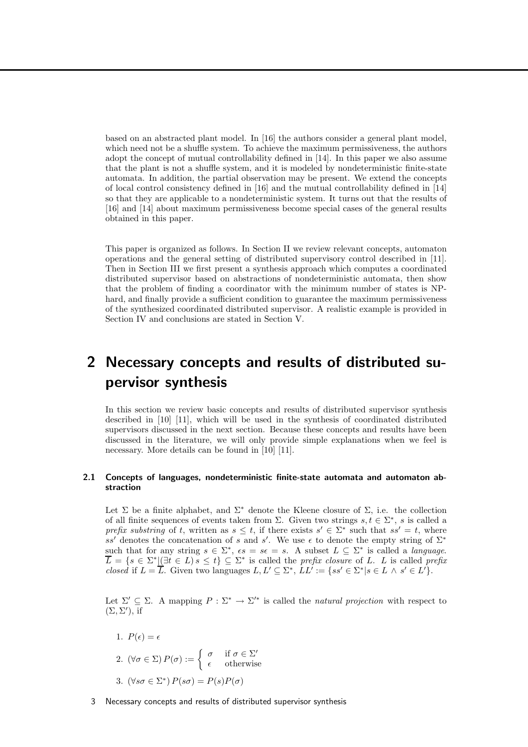based on an abstracted plant model. In [16] the authors consider a general plant model, which need not be a shuffle system. To achieve the maximum permissiveness, the authors adopt the concept of mutual controllability defined in [14]. In this paper we also assume that the plant is not a shuffle system, and it is modeled by nondeterministic finite-state automata. In addition, the partial observation may be present. We extend the concepts of local control consistency defined in [16] and the mutual controllability defined in [14] so that they are applicable to a nondeterministic system. It turns out that the results of [16] and [14] about maximum permissiveness become special cases of the general results obtained in this paper.

This paper is organized as follows. In Section II we review relevant concepts, automaton operations and the general setting of distributed supervisory control described in [11]. Then in Section III we first present a synthesis approach which computes a coordinated distributed supervisor based on abstractions of nondeterministic automata, then show that the problem of finding a coordinator with the minimum number of states is NP-hard, and finally provide a sufficient condition to guarantee the maximum permissiveness of the synthesized coordinated distributed supervisor. A realistic example is provided in Section IV and conclusions are stated in Section V.

# 2 Necessary concepts and results of distributed supervisor synthesis

In this section we review basic concepts and results of distributed supervisor synthesis described in [10] [11], which will be used in the synthesis of coordinated distributed supervisors discussed in the next section. Because these concepts and results have been discussed in the literature, we will only provide simple explanations when we feel is necessary. More details can be found in [10] [11].

## 2.1 Concepts of languages, nondeterministic finite-state automata and automaton abstraction

Let $\Sigma$ be a finite alphabet, and $\Sigma^*$ denote the Kleene closure of $\Sigma$, i.e. the collection of all finite sequences of events taken from $\Sigma$. Given two strings $s, t \in \Sigma^*$, $s$ is called a *prefix substring* of $t$, written as $s \leq t$, if there exists $s' \in \Sigma^*$ such that $ss' = t$, where $ss'$ denotes the concatenation of $s$ and $s'$. We use $\epsilon$ to denote the empty string of $\Sigma^*$ such that for any string $s \in \Sigma^*$, $\epsilon s = s\epsilon = s$. A subset $L \subseteq \Sigma^*$ is called a *language*. $\overline{L} = \{s \in \Sigma^* | (\exists t \in L)\, s \leq t\} \subseteq \Sigma^*$ is called the *prefix closure* of $L$. $L$ is called *prefix closed* if $L = \overline{L}$. Given two languages $L, L' \subseteq \Sigma^*$, $LL' := \{ss' \in \Sigma^* | s \in L \wedge s' \in L'\}$.

Let $\Sigma' \subseteq \Sigma$. A mapping $P : \Sigma^* \to \Sigma'^*$ is called the *natural projection* with respect to $(\Sigma, \Sigma')$, if

1. $P(\epsilon) = \epsilon$
2. $(\forall \sigma \in \Sigma)\, P(\sigma) := \begin{cases} \sigma & \text{if } \sigma \in \Sigma' \\ \epsilon & \text{otherwise} \end{cases}$
3. $(\forall s\sigma \in \Sigma^*)\, P(s\sigma) = P(s)P(\sigma)$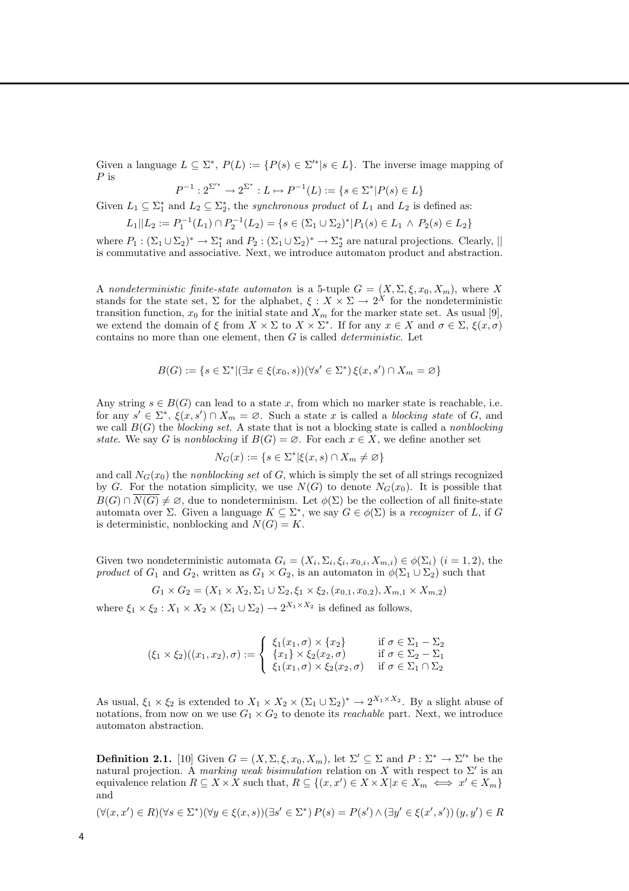Given a language $L \subseteq \Sigma^*$, $P(L) := \{P(s) \in \Sigma'^* | s \in L\}$. The inverse image mapping of $P$ is

$$P^{-1} : 2^{\Sigma'^*} \to 2^{\Sigma^*} : L \mapsto P^{-1}(L) := \{s \in \Sigma^* | P(s) \in L\}$$

Given $L_1 \subseteq \Sigma_1^*$ and $L_2 \subseteq \Sigma_2^*$, the *synchronous product* of $L_1$ and $L_2$ is defined as:

$$L_1 || L_2 := P_1^{-1}(L_1) \cap P_2^{-1}(L_2) = \{s \in (\Sigma_1 \cup \Sigma_2)^* | P_1(s) \in L_1 \wedge P_2(s) \in L_2\}$$

where $P_1 : (\Sigma_1 \cup \Sigma_2)^* \to \Sigma_1^*$ and $P_2 : (\Sigma_1 \cup \Sigma_2)^* \to \Sigma_2^*$ are natural projections. Clearly, $||$ is commutative and associative. Next, we introduce automaton product and abstraction.

A *nondeterministic finite-state automaton* is a 5-tuple $G = (X, \Sigma, \xi, x_0, X_m)$, where $X$ stands for the state set, $\Sigma$ for the alphabet, $\xi : X \times \Sigma \to 2^X$ for the nondeterministic transition function, $x_0$ for the initial state and $X_m$ for the marker state set. As usual [9], we extend the domain of $\xi$ from $X \times \Sigma$ to $X \times \Sigma^*$. If for any $x \in X$ and $\sigma \in \Sigma$, $\xi(x, \sigma)$ contains no more than one element, then $G$ is called *deterministic*. Let

$$B(G) := \{s \in \Sigma^* | (\exists x \in \xi(x_0, s))(\forall s' \in \Sigma^*)\, \xi(x, s') \cap X_m = \varnothing\}$$

Any string $s \in B(G)$ can lead to a state $x$, from which no marker state is reachable, i.e. for any $s' \in \Sigma^*$, $\xi(x, s') \cap X_m = \varnothing$. Such a state $x$ is called a *blocking state* of $G$, and we call $B(G)$ the *blocking set*. A state that is not a blocking state is called a *nonblocking state*. We say $G$ is *nonblocking* if $B(G) = \varnothing$. For each $x \in X$, we define another set

$$N_G(x) := \{s \in \Sigma^* | \xi(x, s) \cap X_m \neq \varnothing\}$$

and call $N_G(x_0)$ the *nonblocking set* of $G$, which is simply the set of all strings recognized by $G$. For the notation simplicity, we use $N(G)$ to denote $N_G(x_0)$. It is possible that $B(G) \cap \overline{N(G)} \neq \varnothing$, due to nondeterminism. Let $\phi(\Sigma)$ be the collection of all finite-state automata over $\Sigma$. Given a language $K \subseteq \Sigma^*$, we say $G \in \phi(\Sigma)$ is a *recognizer* of $L$, if $G$ is deterministic, nonblocking and $N(G) = K$.

Given two nondeterministic automata $G_i = (X_i, \Sigma_i, \xi_i, x_{0,i}, X_{m,i}) \in \phi(\Sigma_i)$ $(i = 1, 2)$, the *product* of $G_1$ and $G_2$, written as $G_1 \times G_2$, is an automaton in $\phi(\Sigma_1 \cup \Sigma_2)$ such that

$$G_1 \times G_2 = (X_1 \times X_2, \Sigma_1 \cup \Sigma_2, \xi_1 \times \xi_2, (x_{0,1}, x_{0,2}), X_{m,1} \times X_{m,2})$$

where $\xi_1 \times \xi_2 : X_1 \times X_2 \times (\Sigma_1 \cup \Sigma_2) \to 2^{X_1 \times X_2}$ is defined as follows,

$$(\xi_1 \times \xi_2)((x_1, x_2), \sigma) := \begin{cases} \xi_1(x_1, \sigma) \times \{x_2\} & \text{if } \sigma \in \Sigma_1 - \Sigma_2 \\ \{x_1\} \times \xi_2(x_2, \sigma) & \text{if } \sigma \in \Sigma_2 - \Sigma_1 \\ \xi_1(x_1, \sigma) \times \xi_2(x_2, \sigma) & \text{if } \sigma \in \Sigma_1 \cap \Sigma_2 \end{cases}$$

As usual, $\xi_1 \times \xi_2$ is extended to $X_1 \times X_2 \times (\Sigma_1 \cup \Sigma_2)^* \to 2^{X_1 \times X_2}$. By a slight abuse of notations, from now on we use $G_1 \times G_2$ to denote its *reachable* part. Next, we introduce automaton abstraction.

**Definition 2.1.** [10] Given $G = (X, \Sigma, \xi, x_0, X_m)$, let $\Sigma' \subseteq \Sigma$ and $P : \Sigma^* \to \Sigma'^*$ be the natural projection. A *marking weak bisimulation* relation on $X$ with respect to $\Sigma'$ is an equivalence relation $R \subseteq X \times X$ such that, $R \subseteq \{(x, x') \in X \times X | x \in X_m \iff x' \in X_m\}$ and

$$(\forall (x, x') \in R)(\forall s \in \Sigma^*)(\forall y \in \xi(x, s))(\exists s' \in \Sigma^*)\, P(s) = P(s') \wedge (\exists y' \in \xi(x', s'))\, (y, y') \in R$$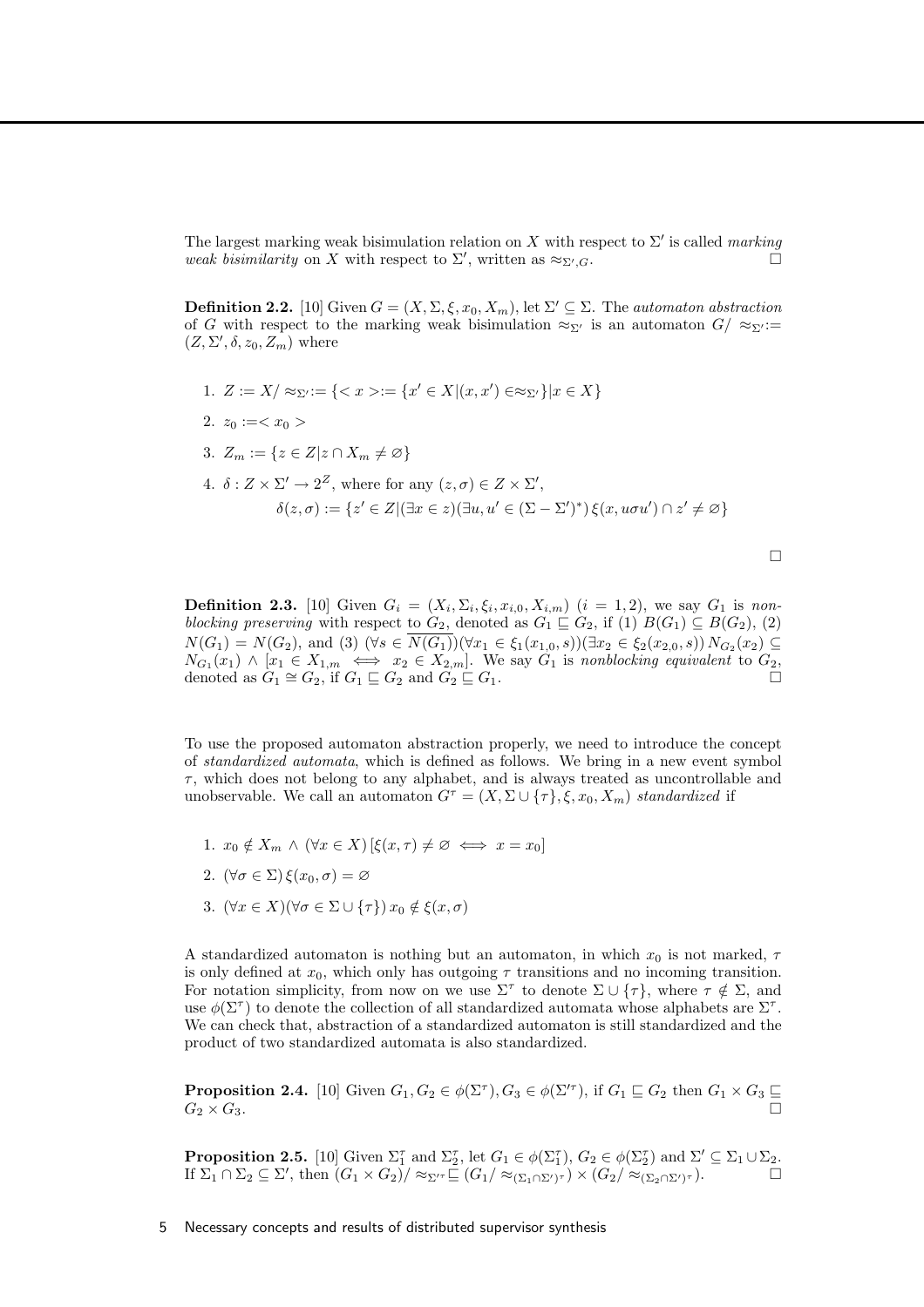The largest marking weak bisimulation relation on $X$ with respect to $\Sigma'$ is called *marking weak bisimilarity* on $X$ with respect to $\Sigma'$, written as $\approx_{\Sigma',G}$. $\square$

**Definition 2.2.** [10] Given $G = (X, \Sigma, \xi, x_0, X_m)$, let $\Sigma' \subseteq \Sigma$. The *automaton abstraction* of $G$ with respect to the marking weak bisimulation $\approx_{\Sigma'}$ is an automaton $G/\approx_{\Sigma'} := (Z, \Sigma', \delta, z_0, Z_m)$ where

1. $Z := X/\approx_{\Sigma'} := \{<x> := \{x' \in X | (x, x') \in \approx_{\Sigma'}\} | x \in X\}$
2. $z_0 := <x_0>$
3. $Z_m := \{z \in Z | z \cap X_m \neq \varnothing\}$
4. $\delta : Z \times \Sigma' \to 2^Z$, where for any $(z, \sigma) \in Z \times \Sigma'$,
$$\delta(z, \sigma) := \{z' \in Z | (\exists x \in z)(\exists u, u' \in (\Sigma - \Sigma')^*) \, \xi(x, u\sigma u') \cap z' \neq \varnothing\}$$

$\square$

**Definition 2.3.** [10] Given $G_i = (X_i, \Sigma_i, \xi_i, x_{i,0}, X_{i,m})$ $(i = 1, 2)$, we say $G_1$ is *nonblocking preserving* with respect to $G_2$, denoted as $G_1 \sqsubseteq G_2$, if (1) $B(G_1) \subseteq B(G_2)$, (2) $N(G_1) = N(G_2)$, and (3) $(\forall s \in \overline{N(G_1)})(\forall x_1 \in \xi_1(x_{1,0}, s))(\exists x_2 \in \xi_2(x_{2,0}, s)) \, N_{G_2}(x_2) \subseteq N_{G_1}(x_1) \wedge [x_1 \in X_{1,m} \iff x_2 \in X_{2,m}]$. We say $G_1$ is *nonblocking equivalent* to $G_2$, denoted as $G_1 \cong G_2$, if $G_1 \sqsubseteq G_2$ and $G_2 \sqsubseteq G_1$. $\square$

To use the proposed automaton abstraction properly, we need to introduce the concept of *standardized automata*, which is defined as follows. We bring in a new event symbol $\tau$, which does not belong to any alphabet, and is always treated as uncontrollable and unobservable. We call an automaton $G^\tau = (X, \Sigma \cup \{\tau\}, \xi, x_0, X_m)$ *standardized* if

1. $x_0 \notin X_m \wedge (\forall x \in X) \, [\xi(x, \tau) \neq \varnothing \iff x = x_0]$
2. $(\forall \sigma \in \Sigma) \, \xi(x_0, \sigma) = \varnothing$
3. $(\forall x \in X)(\forall \sigma \in \Sigma \cup \{\tau\}) \, x_0 \notin \xi(x, \sigma)$

A standardized automaton is nothing but an automaton, in which $x_0$ is not marked, $\tau$ is only defined at $x_0$, which only has outgoing $\tau$ transitions and no incoming transition. For notation simplicity, from now on we use $\Sigma^\tau$ to denote $\Sigma \cup \{\tau\}$, where $\tau \notin \Sigma$, and use $\phi(\Sigma^\tau)$ to denote the collection of all standardized automata whose alphabets are $\Sigma^\tau$. We can check that, abstraction of a standardized automaton is still standardized and the product of two standardized automata is also standardized.

**Proposition 2.4.** [10] Given $G_1, G_2 \in \phi(\Sigma^\tau), G_3 \in \phi(\Sigma'^\tau)$, if $G_1 \sqsubseteq G_2$ then $G_1 \times G_3 \sqsubseteq G_2 \times G_3$. $\square$

**Proposition 2.5.** [10] Given $\Sigma_1^\tau$ and $\Sigma_2^\tau$, let $G_1 \in \phi(\Sigma_1^\tau)$, $G_2 \in \phi(\Sigma_2^\tau)$ and $\Sigma' \subseteq \Sigma_1 \cup \Sigma_2$. If $\Sigma_1 \cap \Sigma_2 \subseteq \Sigma'$, then $(G_1 \times G_2)/\approx_{\Sigma'^\tau} \sqsubseteq (G_1/\approx_{(\Sigma_1 \cap \Sigma')^\tau}) \times (G_2/\approx_{(\Sigma_2 \cap \Sigma')^\tau})$. $\square$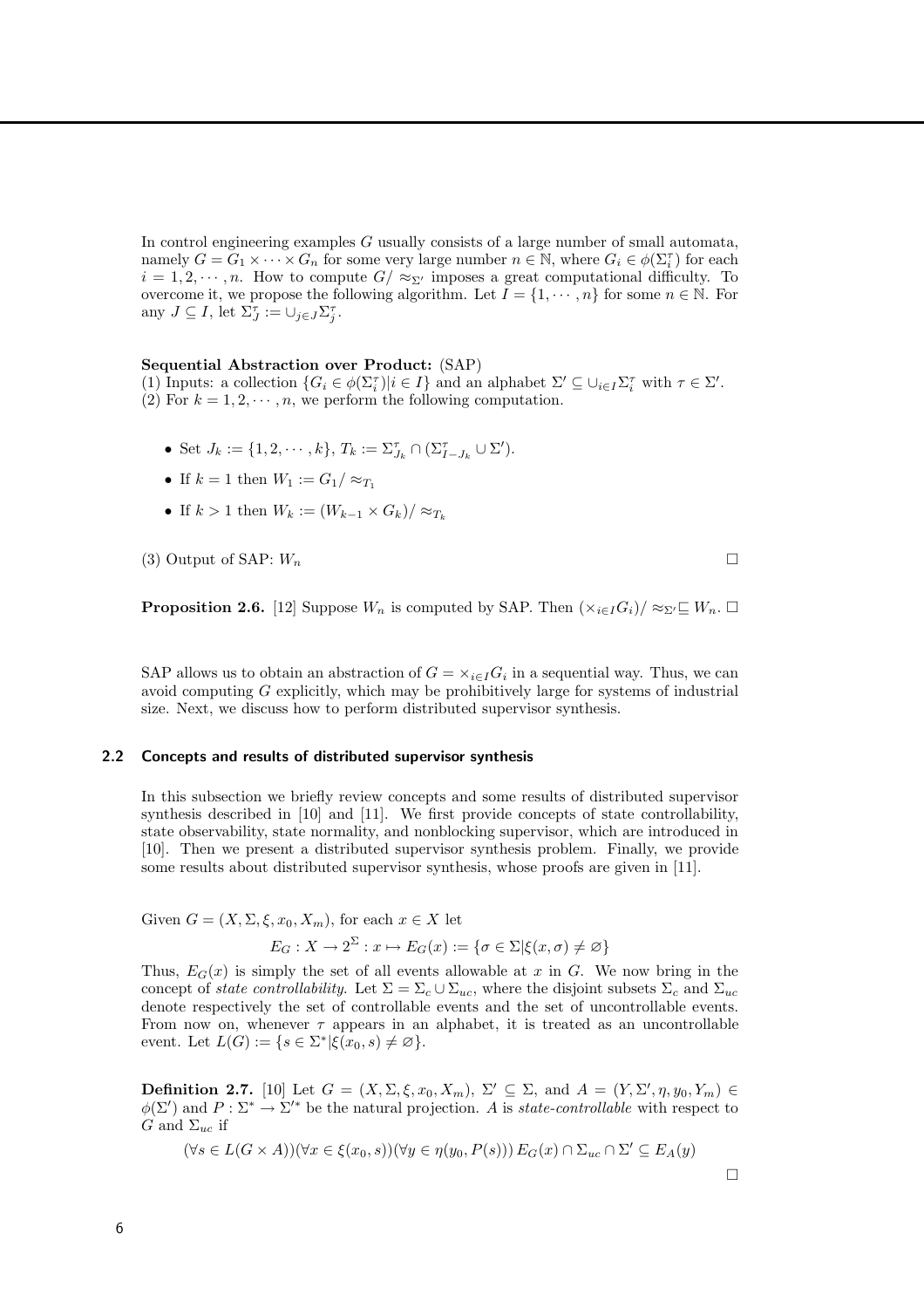In control engineering examples $G$ usually consists of a large number of small automata, namely $G = G_1 \times \cdots \times G_n$ for some very large number $n \in \mathbb{N}$, where $G_i \in \phi(\Sigma_i^\tau)$ for each $i = 1, 2, \cdots, n$. How to compute $G/\approx_{\Sigma'}$ imposes a great computational difficulty. To overcome it, we propose the following algorithm. Let $I = \{1, \cdots, n\}$ for some $n \in \mathbb{N}$. For any $J \subseteq I$, let $\Sigma_J^\tau := \cup_{j \in J} \Sigma_j^\tau$.

**Sequential Abstraction over Product:** (SAP)
(1) Inputs: a collection $\{G_i \in \phi(\Sigma_i^\tau) | i \in I\}$ and an alphabet $\Sigma' \subseteq \cup_{i \in I} \Sigma_i^\tau$ with $\tau \in \Sigma'$.
(2) For $k = 1, 2, \cdots, n$, we perform the following computation.

- Set $J_k := \{1, 2, \cdots, k\}$, $T_k := \Sigma_{J_k}^\tau \cap (\Sigma_{I-J_k}^\tau \cup \Sigma')$.
- If $k = 1$ then $W_1 := G_1/\approx_{T_1}$
- If $k > 1$ then $W_k := (W_{k-1} \times G_k)/\approx_{T_k}$

(3) Output of SAP: $W_n$ □

**Proposition 2.6.** [12] Suppose $W_n$ is computed by SAP. Then $(\times_{i \in I} G_i)/\approx_{\Sigma'} \sqsubseteq W_n$. □

SAP allows us to obtain an abstraction of $G = \times_{i \in I} G_i$ in a sequential way. Thus, we can avoid computing $G$ explicitly, which may be prohibitively large for systems of industrial size. Next, we discuss how to perform distributed supervisor synthesis.

### 2.2 Concepts and results of distributed supervisor synthesis

In this subsection we briefly review concepts and some results of distributed supervisor synthesis described in [10] and [11]. We first provide concepts of state controllability, state observability, state normality, and nonblocking supervisor, which are introduced in [10]. Then we present a distributed supervisor synthesis problem. Finally, we provide some results about distributed supervisor synthesis, whose proofs are given in [11].

Given $G = (X, \Sigma, \xi, x_0, X_m)$, for each $x \in X$ let

$$E_G : X \to 2^\Sigma : x \mapsto E_G(x) := \{\sigma \in \Sigma | \xi(x, \sigma) \neq \varnothing\}$$

Thus, $E_G(x)$ is simply the set of all events allowable at $x$ in $G$. We now bring in the concept of *state controllability*. Let $\Sigma = \Sigma_c \cup \Sigma_{uc}$, where the disjoint subsets $\Sigma_c$ and $\Sigma_{uc}$ denote respectively the set of controllable events and the set of uncontrollable events. From now on, whenever $\tau$ appears in an alphabet, it is treated as an uncontrollable event. Let $L(G) := \{s \in \Sigma^* | \xi(x_0, s) \neq \varnothing\}$.

**Definition 2.7.** [10] Let $G = (X, \Sigma, \xi, x_0, X_m)$, $\Sigma' \subseteq \Sigma$, and $A = (Y, \Sigma', \eta, y_0, Y_m) \in \phi(\Sigma')$ and $P : \Sigma^* \to \Sigma'^*$ be the natural projection. $A$ is *state-controllable* with respect to $G$ and $\Sigma_{uc}$ if

$$(\forall s \in L(G \times A))(\forall x \in \xi(x_0, s))(\forall y \in \eta(y_0, P(s)))\, E_G(x) \cap \Sigma_{uc} \cap \Sigma' \subseteq E_A(y)$$

□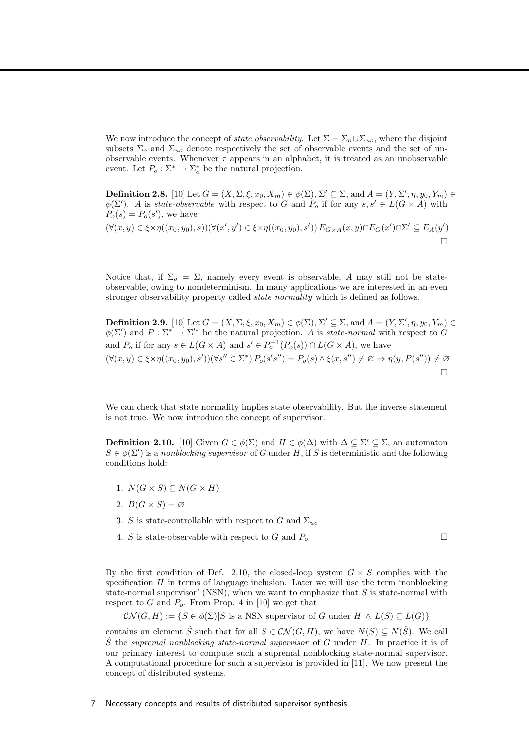We now introduce the concept of *state observability*. Let $\Sigma = \Sigma_o \dot\cup \Sigma_{uo}$, where the disjoint subsets $\Sigma_o$ and $\Sigma_{uo}$ denote respectively the set of observable events and the set of unobservable events. Whenever $\tau$ appears in an alphabet, it is treated as an unobservable event. Let $P_o : \Sigma^* \to \Sigma_o^*$ be the natural projection.

**Definition 2.8.** [10] Let $G = (X, \Sigma, \xi, x_0, X_m) \in \phi(\Sigma)$, $\Sigma' \subseteq \Sigma$, and $A = (Y, \Sigma', \eta, y_0, Y_m) \in \phi(\Sigma')$. $A$ is *state-observable* with respect to $G$ and $P_o$ if for any $s, s' \in L(G \times A)$ with $P_o(s) = P_o(s')$, we have

$$(\forall (x, y) \in \xi{\times}\eta((x_0, y_0), s))(\forall (x', y') \in \xi{\times}\eta((x_0, y_0), s'))\, E_{G\times A}(x, y) \cap E_G(x') \cap \Sigma' \subseteq E_A(y')$$

□

Notice that, if $\Sigma_o = \Sigma$, namely every event is observable, $A$ may still not be state-observable, owing to nondeterminism. In many applications we are interested in an even stronger observability property called *state normality* which is defined as follows.

**Definition 2.9.** [10] Let $G = (X, \Sigma, \xi, x_0, X_m) \in \phi(\Sigma)$, $\Sigma' \subseteq \Sigma$, and $A = (Y, \Sigma', \eta, y_0, Y_m) \in \phi(\Sigma')$ and $P : \Sigma^* \to \Sigma'^*$ be the natural projection. $A$ is *state-normal* with respect to $G$ and $P_o$ if for any $s \in L(G \times A)$ and $s' \in \overline{P_o^{-1}(P_o(s))} \cap L(G \times A)$, we have

$$(\forall (x, y) \in \xi{\times}\eta((x_0, y_0), s'))(\forall s'' \in \Sigma^*)\, P_o(s's'') = P_o(s) \wedge \xi(x, s'') \neq \varnothing \Rightarrow \eta(y, P(s'')) \neq \varnothing$$

□

We can check that state normality implies state observability. But the inverse statement is not true. We now introduce the concept of supervisor.

**Definition 2.10.** [10] Given $G \in \phi(\Sigma)$ and $H \in \phi(\Delta)$ with $\Delta \subseteq \Sigma' \subseteq \Sigma$, an automaton $S \in \phi(\Sigma')$ is a *nonblocking supervisor* of $G$ under $H$, if $S$ is deterministic and the following conditions hold:

1. $N(G \times S) \subseteq N(G \times H)$
2. $B(G \times S) = \varnothing$
3. $S$ is state-controllable with respect to $G$ and $\Sigma_{uc}$
4. $S$ is state-observable with respect to $G$ and $P_o$ □

By the first condition of Def. 2.10, the closed-loop system $G \times S$ complies with the specification $H$ in terms of language inclusion. Later we will use the term 'nonblocking state-normal supervisor' (NSN), when we want to emphasize that $S$ is state-normal with respect to $G$ and $P_o$. From Prop. 4 in [10] we get that

$$\mathcal{CN}(G, H) := \{S \in \phi(\Sigma) | S \text{ is a NSN supervisor of } G \text{ under } H \wedge L(S) \subseteq L(G)\}$$

contains an element $\hat{S}$ such that for all $S \in \mathcal{CN}(G, H)$, we have $N(S) \subseteq N(\hat{S})$. We call $\hat{S}$ the *supremal nonblocking state-normal supervisor* of $G$ under $H$. In practice it is of our primary interest to compute such a supremal nonblocking state-normal supervisor. A computational procedure for such a supervisor is provided in [11]. We now present the concept of distributed systems.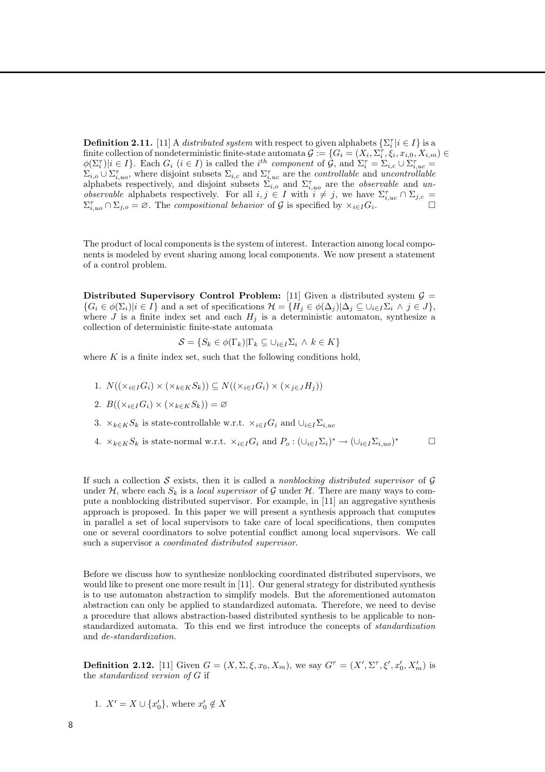**Definition 2.11.** [11] A *distributed system* with respect to given alphabets $\{\Sigma_i^\tau | i \in I\}$ is a finite collection of nondeterministic finite-state automata $\mathcal{G} := \{G_i = (X_i, \Sigma_i^\tau, \xi_i, x_{i,0}, X_{i,m}) \in \phi(\Sigma_i^\tau) | i \in I\}$. Each $G_i$ $(i \in I)$ is called the $i^{th}$ *component* of $\mathcal{G}$, and $\Sigma_i^\tau = \Sigma_{i,c} \cup \Sigma_{i,uc}^\tau = \Sigma_{i,o} \cup \Sigma_{i,uo}^\tau$, where disjoint subsets $\Sigma_{i,c}$ and $\Sigma_{i,uc}^\tau$ are the *controllable* and *uncontrollable* alphabets respectively, and disjoint subsets $\Sigma_{i,o}$ and $\Sigma_{i,uo}^\tau$ are the *observable* and *unobservable* alphabets respectively. For all $i, j \in I$ with $i \neq j$, we have $\Sigma_{i,uc}^\tau \cap \Sigma_{j,c} = \Sigma_{i,uo}^\tau \cap \Sigma_{j,o} = \varnothing$. The *compositional behavior* of $\mathcal{G}$ is specified by $\times_{i \in I} G_i$. □

The product of local components is the system of interest. Interaction among local components is modeled by event sharing among local components. We now present a statement of a control problem.

**Distributed Supervisory Control Problem:** [11] Given a distributed system $\mathcal{G} = \{G_i \in \phi(\Sigma_i) | i \in I\}$ and a set of specifications $\mathcal{H} = \{H_j \in \phi(\Delta_j) | \Delta_j \subseteq \cup_{i \in I} \Sigma_i \wedge j \in J\}$, where $J$ is a finite index set and each $H_j$ is a deterministic automaton, synthesize a collection of deterministic finite-state automata

$$\mathcal{S} = \{S_k \in \phi(\Gamma_k) | \Gamma_k \subseteq \cup_{i \in I} \Sigma_i \wedge k \in K\}$$

where $K$ is a finite index set, such that the following conditions hold,

1. $N((\times_{i \in I} G_i) \times (\times_{k \in K} S_k)) \subseteq N((\times_{i \in I} G_i) \times (\times_{j \in J} H_j))$
2. $B((\times_{i \in I} G_i) \times (\times_{k \in K} S_k)) = \varnothing$
3. $\times_{k \in K} S_k$ is state-controllable w.r.t. $\times_{i \in I} G_i$ and $\cup_{i \in I} \Sigma_{i,uc}$
4. $\times_{k \in K} S_k$ is state-normal w.r.t. $\times_{i \in I} G_i$ and $P_o : (\cup_{i \in I} \Sigma_i)^* \to (\cup_{i \in I} \Sigma_{i,uo})^*$ □

If such a collection $\mathcal{S}$ exists, then it is called a *nonblocking distributed supervisor* of $\mathcal{G}$ under $\mathcal{H}$, where each $S_k$ is a *local supervisor* of $\mathcal{G}$ under $\mathcal{H}$. There are many ways to compute a nonblocking distributed supervisor. For example, in [11] an aggregative synthesis approach is proposed. In this paper we will present a synthesis approach that computes in parallel a set of local supervisors to take care of local specifications, then computes one or several coordinators to solve potential conflict among local supervisors. We call such a supervisor a *coordinated distributed supervisor*.

Before we discuss how to synthesize nonblocking coordinated distributed supervisors, we would like to present one more result in [11]. Our general strategy for distributed synthesis is to use automaton abstraction to simplify models. But the aforementioned automaton abstraction can only be applied to standardized automata. Therefore, we need to devise a procedure that allows abstraction-based distributed synthesis to be applicable to non-standardized automata. To this end we first introduce the concepts of *standardization* and *de-standardization*.

**Definition 2.12.** [11] Given $G = (X, \Sigma, \xi, x_0, X_m)$, we say $G^\tau = (X', \Sigma^\tau, \xi', x_0', X_m')$ is the *standardized version of* $G$ if

1. $X' = X \cup \{x_0'\}$, where $x_0' \notin X$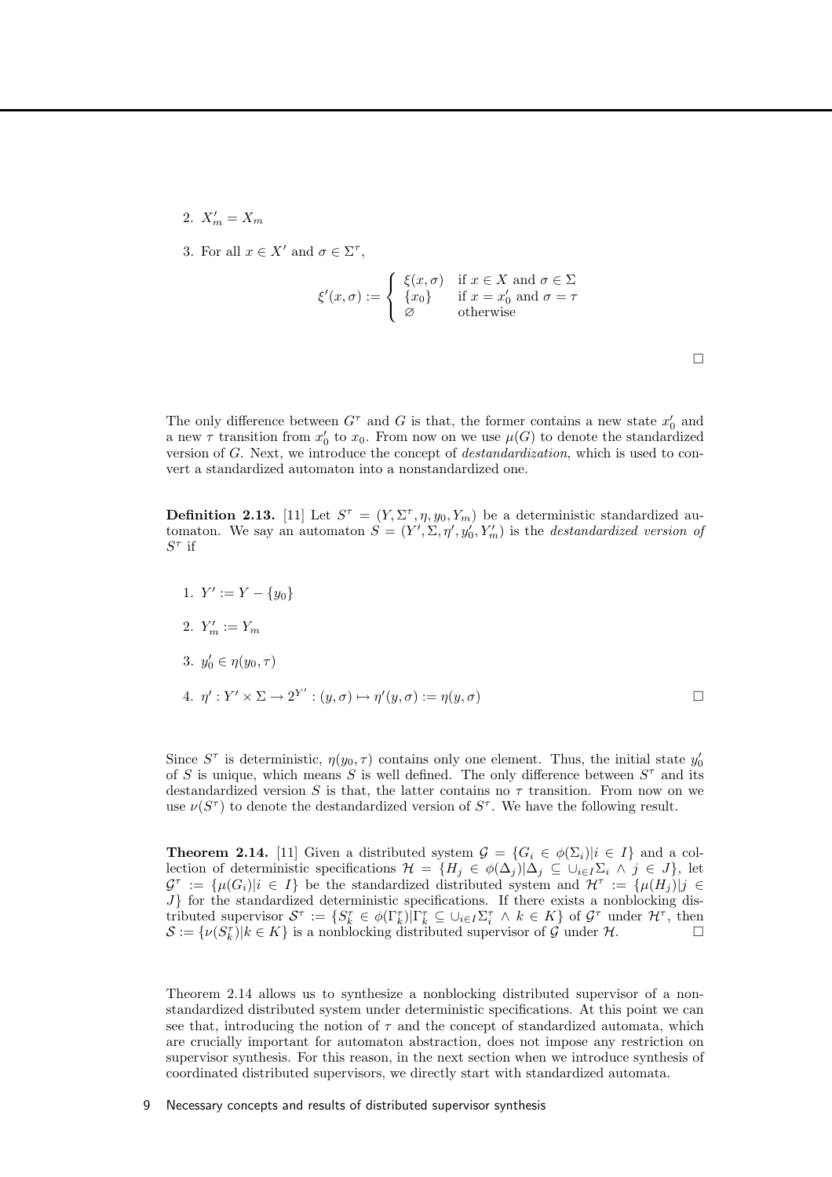2. $X'_m = X_m$

3. For all $x \in X'$ and $\sigma \in \Sigma^\tau$,

$$\xi'(x,\sigma) := \begin{cases} \xi(x,\sigma) & \text{if } x \in X \text{ and } \sigma \in \Sigma \\ \{x_0\} & \text{if } x = x'_0 \text{ and } \sigma = \tau \\ \varnothing & \text{otherwise} \end{cases}$$

□

The only difference between $G^\tau$ and $G$ is that, the former contains a new state $x'_0$ and a new $\tau$ transition from $x'_0$ to $x_0$. From now on we use $\mu(G)$ to denote the standardized version of $G$. Next, we introduce the concept of *destandardization*, which is used to convert a standardized automaton into a nonstandardized one.

**Definition 2.13.** [11] Let $S^\tau = (Y, \Sigma^\tau, \eta, y_0, Y_m)$ be a deterministic standardized automaton. We say an automaton $S = (Y', \Sigma, \eta', y'_0, Y'_m)$ is the *destandardized version of* $S^\tau$ if

1. $Y' := Y - \{y_0\}$

2. $Y'_m := Y_m$

3. $y'_0 \in \eta(y_0, \tau)$

4. $\eta' : Y' \times \Sigma \to 2^{Y'} : (y, \sigma) \mapsto \eta'(y, \sigma) := \eta(y, \sigma)$ □

Since $S^\tau$ is deterministic, $\eta(y_0, \tau)$ contains only one element. Thus, the initial state $y'_0$ of $S$ is unique, which means $S$ is well defined. The only difference between $S^\tau$ and its destandardized version $S$ is that, the latter contains no $\tau$ transition. From now on we use $\nu(S^\tau)$ to denote the destandardized version of $S^\tau$. We have the following result.

**Theorem 2.14.** [11] Given a distributed system $\mathcal{G} = \{G_i \in \phi(\Sigma_i) | i \in I\}$ and a collection of deterministic specifications $\mathcal{H} = \{H_j \in \phi(\Delta_j) | \Delta_j \subseteq \cup_{i\in I}\Sigma_i \wedge j \in J\}$, let $\mathcal{G}^\tau := \{\mu(G_i) | i \in I\}$ be the standardized distributed system and $\mathcal{H}^\tau := \{\mu(H_j) | j \in J\}$ for the standardized deterministic specifications. If there exists a nonblocking distributed supervisor $\mathcal{S}^\tau := \{S^\tau_k \in \phi(\Gamma^\tau_k) | \Gamma^\tau_k \subseteq \cup_{i\in I}\Sigma^\tau_i \wedge k \in K\}$ of $\mathcal{G}^\tau$ under $\mathcal{H}^\tau$, then $\mathcal{S} := \{\nu(S^\tau_k) | k \in K\}$ is a nonblocking distributed supervisor of $\mathcal{G}$ under $\mathcal{H}$. □

Theorem 2.14 allows us to synthesize a nonblocking distributed supervisor of a nonstandardized distributed system under deterministic specifications. At this point we can see that, introducing the notion of $\tau$ and the concept of standardized automata, which are crucially important for automaton abstraction, does not impose any restriction on supervisor synthesis. For this reason, in the next section when we introduce synthesis of coordinated distributed supervisors, we directly start with standardized automata.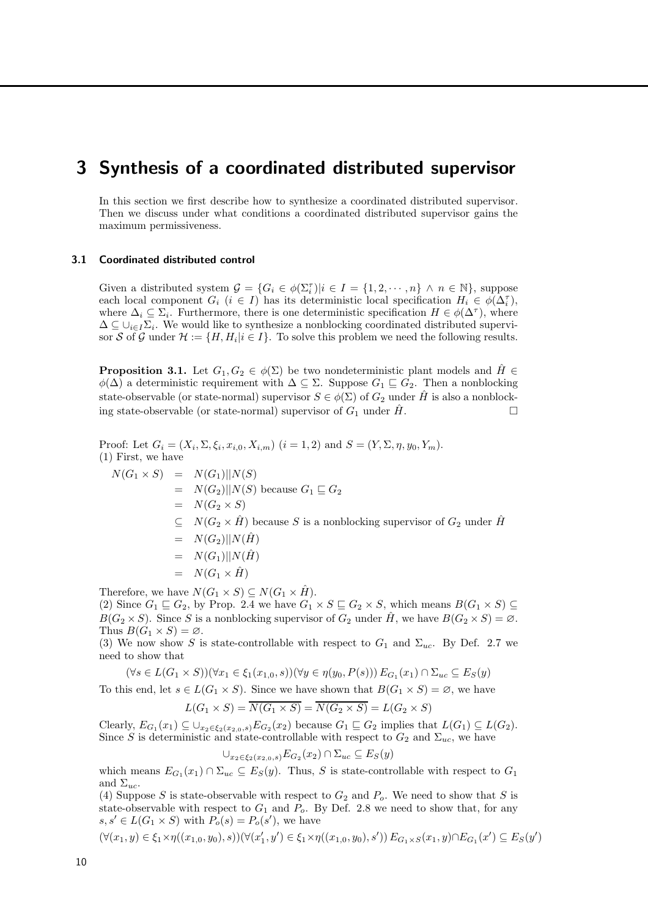# 3 Synthesis of a coordinated distributed supervisor

In this section we first describe how to synthesize a coordinated distributed supervisor. Then we discuss under what conditions a coordinated distributed supervisor gains the maximum permissiveness.

### 3.1 Coordinated distributed control

Given a distributed system $\mathcal{G} = \{G_i \in \phi(\Sigma_i^\tau) | i \in I = \{1, 2, \cdots, n\} \wedge n \in \mathbb{N}\}$, suppose each local component $G_i$ ($i \in I$) has its deterministic local specification $H_i \in \phi(\Delta_i^\tau)$, where $\Delta_i \subseteq \Sigma_i$. Furthermore, there is one deterministic specification $H \in \phi(\Delta^\tau)$, where $\Delta \subseteq \cup_{i \in I} \Sigma_i$. We would like to synthesize a nonblocking coordinated distributed supervisor $\mathcal{S}$ of $\mathcal{G}$ under $\mathcal{H} := \{H, H_i | i \in I\}$. To solve this problem we need the following results.

**Proposition 3.1.** Let $G_1, G_2 \in \phi(\Sigma)$ be two nondeterministic plant models and $\hat{H} \in \phi(\Delta)$ a deterministic requirement with $\Delta \subseteq \Sigma$. Suppose $G_1 \sqsubseteq G_2$. Then a nonblocking state-observable (or state-normal) supervisor $S \in \phi(\Sigma)$ of $G_2$ under $\hat{H}$ is also a nonblocking state-observable (or state-normal) supervisor of $G_1$ under $\hat{H}$. □

Proof: Let $G_i = (X_i, \Sigma, \xi_i, x_{i,0}, X_{i,m})$ ($i = 1, 2$) and $S = (Y, \Sigma, \eta, y_0, Y_m)$.
(1) First, we have

$$
\begin{aligned}
N(G_1 \times S) &= N(G_1) || N(S) \\
&= N(G_2) || N(S) \text{ because } G_1 \sqsubseteq G_2 \\
&= N(G_2 \times S) \\
&\subseteq N(G_2 \times \hat{H}) \text{ because } S \text{ is a nonblocking supervisor of } G_2 \text{ under } \hat{H} \\
&= N(G_2) || N(\hat{H}) \\
&= N(G_1) || N(\hat{H}) \\
&= N(G_1 \times \hat{H})
\end{aligned}
$$

Therefore, we have $N(G_1 \times S) \subseteq N(G_1 \times \hat{H})$.
(2) Since $G_1 \sqsubseteq G_2$, by Prop. 2.4 we have $G_1 \times S \sqsubseteq G_2 \times S$, which means $B(G_1 \times S) \subseteq B(G_2 \times S)$. Since $S$ is a nonblocking supervisor of $G_2$ under $\hat{H}$, we have $B(G_2 \times S) = \varnothing$. Thus $B(G_1 \times S) = \varnothing$.
(3) We now show $S$ is state-controllable with respect to $G_1$ and $\Sigma_{uc}$. By Def. 2.7 we need to show that

$$(\forall s \in L(G_1 \times S))(\forall x_1 \in \xi_1(x_{1,0}, s))(\forall y \in \eta(y_0, P(s)))\, E_{G_1}(x_1) \cap \Sigma_{uc} \subseteq E_S(y)$$

To this end, let $s \in L(G_1 \times S)$. Since we have shown that $B(G_1 \times S) = \varnothing$, we have

$$L(G_1 \times S) = \overline{N(G_1 \times S)} = \overline{N(G_2 \times S)} = L(G_2 \times S)$$

Clearly, $E_{G_1}(x_1) \subseteq \cup_{x_2 \in \xi_2(x_{2,0}, s)} E_{G_2}(x_2)$ because $G_1 \sqsubseteq G_2$ implies that $L(G_1) \subseteq L(G_2)$. Since $S$ is deterministic and state-controllable with respect to $G_2$ and $\Sigma_{uc}$, we have

$$\cup_{x_2 \in \xi_2(x_{2,0}, s)} E_{G_2}(x_2) \cap \Sigma_{uc} \subseteq E_S(y)$$

which means $E_{G_1}(x_1) \cap \Sigma_{uc} \subseteq E_S(y)$. Thus, $S$ is state-controllable with respect to $G_1$ and $\Sigma_{uc}$.
(4) Suppose $S$ is state-observable with respect to $G_2$ and $P_o$. We need to show that $S$ is state-observable with respect to $G_1$ and $P_o$. By Def. 2.8 we need to show that, for any $s, s' \in L(G_1 \times S)$ with $P_o(s) = P_o(s')$, we have

$$(\forall (x_1, y) \in \xi_1 \times \eta((x_{1,0}, y_0), s))(\forall (x_1', y') \in \xi_1 \times \eta((x_{1,0}, y_0), s'))\, E_{G_1 \times S}(x_1, y) \cap E_{G_1}(x') \subseteq E_S(y')$$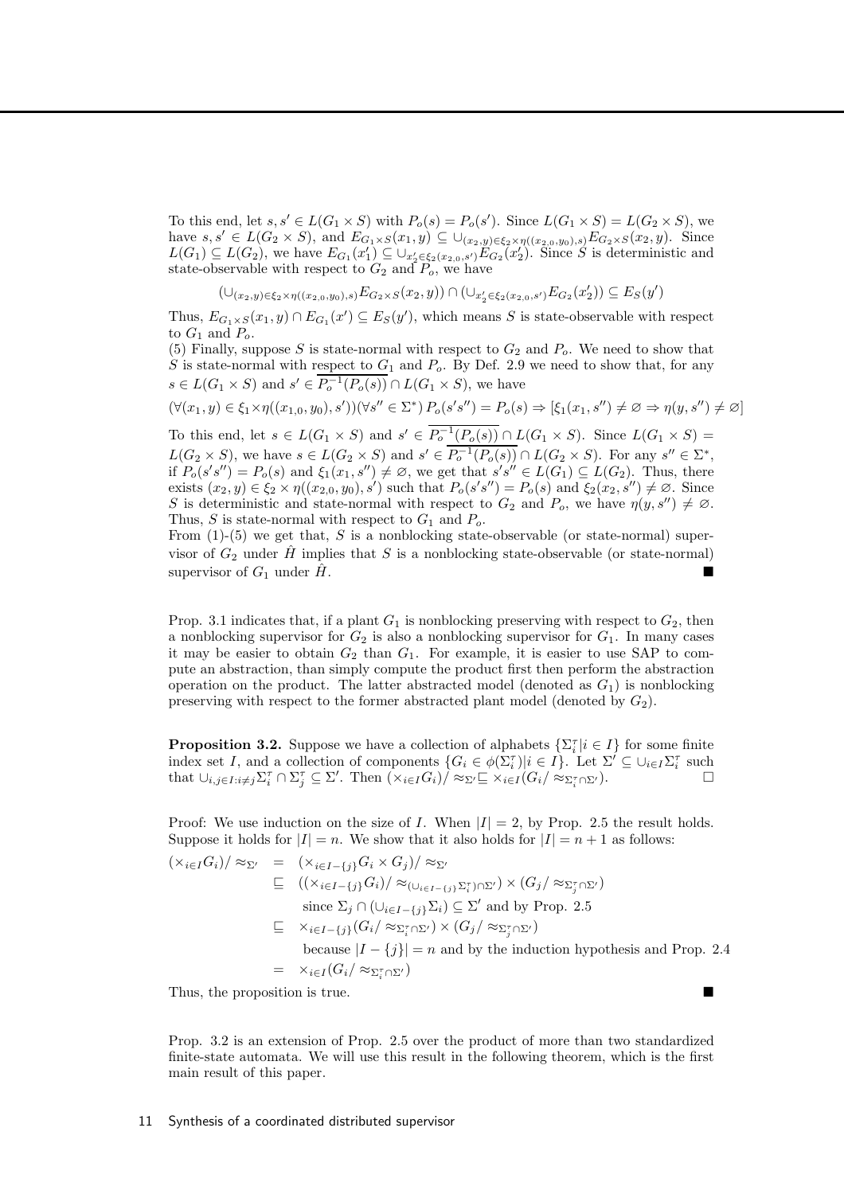To this end, let $s, s' \in L(G_1 \times S)$ with $P_o(s) = P_o(s')$. Since $L(G_1 \times S) = L(G_2 \times S)$, we have $s, s' \in L(G_2 \times S)$, and $E_{G_1 \times S}(x_1, y) \subseteq \cup_{(x_2,y) \in \xi_2 \times \eta((x_{2,0},y_0),s)} E_{G_2 \times S}(x_2, y)$. Since $L(G_1) \subseteq L(G_2)$, we have $E_{G_1}(x_1') \subseteq \cup_{x_2' \in \xi_2(x_{2,0},s')} E_{G_2}(x_2')$. Since $S$ is deterministic and state-observable with respect to $G_2$ and $P_o$, we have

$$(\cup_{(x_2,y) \in \xi_2 \times \eta((x_{2,0},y_0),s)} E_{G_2 \times S}(x_2, y)) \cap (\cup_{x_2' \in \xi_2(x_{2,0},s')} E_{G_2}(x_2')) \subseteq E_S(y')$$

Thus, $E_{G_1 \times S}(x_1, y) \cap E_{G_1}(x') \subseteq E_S(y')$, which means $S$ is state-observable with respect to $G_1$ and $P_o$.

(5) Finally, suppose $S$ is state-normal with respect to $G_2$ and $P_o$. We need to show that $S$ is state-normal with respect to $G_1$ and $P_o$. By Def. 2.9 we need to show that, for any $s \in L(G_1 \times S)$ and $s' \in \overline{P_o^{-1}(P_o(s))} \cap L(G_1 \times S)$, we have

$$(\forall (x_1, y) \in \xi_1 \times \eta((x_{1,0}, y_0), s'))(\forall s'' \in \Sigma^*)\, P_o(s's'') = P_o(s) \Rightarrow [\xi_1(x_1, s'') \neq \varnothing \Rightarrow \eta(y, s'') \neq \varnothing]$$

To this end, let $s \in L(G_1 \times S)$ and $s' \in \overline{P_o^{-1}(P_o(s))} \cap L(G_1 \times S)$. Since $L(G_1 \times S) = L(G_2 \times S)$, we have $s \in L(G_2 \times S)$ and $s' \in \overline{P_o^{-1}(P_o(s))} \cap L(G_2 \times S)$. For any $s'' \in \Sigma^*$, if $P_o(s's'') = P_o(s)$ and $\xi_1(x_1, s'') \neq \varnothing$, we get that $s's'' \in L(G_1) \subseteq L(G_2)$. Thus, there exists $(x_2, y) \in \xi_2 \times \eta((x_{2,0}, y_0), s')$ such that $P_o(s's'') = P_o(s)$ and $\xi_2(x_2, s'') \neq \varnothing$. Since $S$ is deterministic and state-normal with respect to $G_2$ and $P_o$, we have $\eta(y, s'') \neq \varnothing$. Thus, $S$ is state-normal with respect to $G_1$ and $P_o$.

From (1)-(5) we get that, $S$ is a nonblocking state-observable (or state-normal) supervisor of $G_2$ under $\hat{H}$ implies that $S$ is a nonblocking state-observable (or state-normal) supervisor of $G_1$ under $\hat{H}$. ■

Prop. 3.1 indicates that, if a plant $G_1$ is nonblocking preserving with respect to $G_2$, then a nonblocking supervisor for $G_2$ is also a nonblocking supervisor for $G_1$. In many cases it may be easier to obtain $G_2$ than $G_1$. For example, it is easier to use SAP to compute an abstraction, than simply compute the product first then perform the abstraction operation on the product. The latter abstracted model (denoted as $G_1$) is nonblocking preserving with respect to the former abstracted plant model (denoted by $G_2$).

**Proposition 3.2.** Suppose we have a collection of alphabets $\{\Sigma_i^\tau | i \in I\}$ for some finite index set $I$, and a collection of components $\{G_i \in \phi(\Sigma_i^\tau) | i \in I\}$. Let $\Sigma' \subseteq \cup_{i \in I} \Sigma_i^\tau$ such that $\cup_{i,j \in I: i \neq j} \Sigma_i^\tau \cap \Sigma_j^\tau \subseteq \Sigma'$. Then $(\times_{i \in I} G_i)/\approx_{\Sigma'} \sqsubseteq \times_{i \in I}(G_i/\approx_{\Sigma_i^\tau \cap \Sigma'})$. □

Proof: We use induction on the size of $I$. When $|I| = 2$, by Prop. 2.5 the result holds. Suppose it holds for $|I| = n$. We show that it also holds for $|I| = n + 1$ as follows:

$$\begin{aligned}
(\times_{i \in I} G_i)/\approx_{\Sigma'} &= (\times_{i \in I - \{j\}} G_i \times G_j)/\approx_{\Sigma'} \\
&\sqsubseteq ((\times_{i \in I - \{j\}} G_i)/\approx_{(\cup_{i \in I - \{j\}} \Sigma_i^\tau) \cap \Sigma'}) \times (G_j/\approx_{\Sigma_j^\tau \cap \Sigma'}) \\
&\quad \text{since } \Sigma_j \cap (\cup_{i \in I - \{j\}} \Sigma_i) \subseteq \Sigma' \text{ and by Prop. 2.5} \\
&\sqsubseteq \times_{i \in I - \{j\}} (G_i/\approx_{\Sigma_i^\tau \cap \Sigma'}) \times (G_j/\approx_{\Sigma_j^\tau \cap \Sigma'}) \\
&\quad \text{because } |I - \{j\}| = n \text{ and by the induction hypothesis and Prop. 2.4} \\
&= \times_{i \in I}(G_i/\approx_{\Sigma_i^\tau \cap \Sigma'})
\end{aligned}$$

Thus, the proposition is true. ■

Prop. 3.2 is an extension of Prop. 2.5 over the product of more than two standardized finite-state automata. We will use this result in the following theorem, which is the first main result of this paper.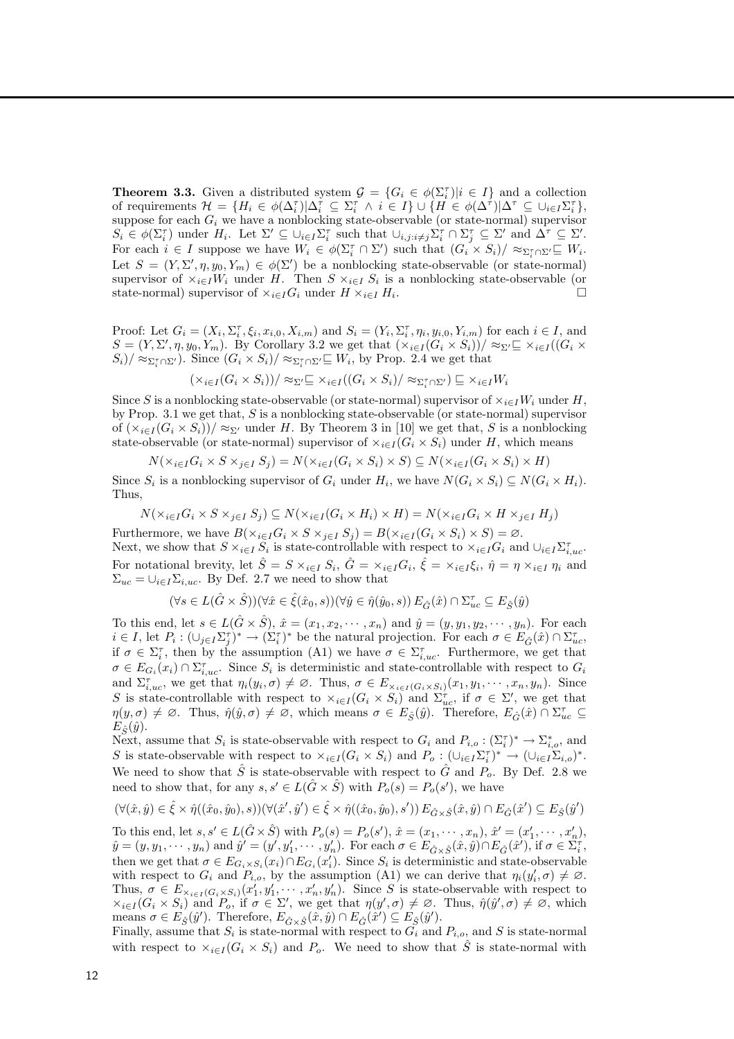**Theorem 3.3.** Given a distributed system $\mathcal{G} = \{G_i \in \phi(\Sigma_i^\tau)|i \in I\}$ and a collection of requirements $\mathcal{H} = \{H_i \in \phi(\Delta_i^\tau)|\Delta_i^\tau \subseteq \Sigma_i^\tau \wedge i \in I\} \cup \{H \in \phi(\Delta^\tau)|\Delta^\tau \subseteq \cup_{i\in I}\Sigma_i^\tau\}$, suppose for each $G_i$ we have a nonblocking state-observable (or state-normal) supervisor $S_i \in \phi(\Sigma_i^\tau)$ under $H_i$. Let $\Sigma' \subseteq \cup_{i\in I}\Sigma_i^\tau$ such that $\cup_{i,j:i\neq j}\Sigma_i^\tau \cap \Sigma_j^\tau \subseteq \Sigma'$ and $\Delta^\tau \subseteq \Sigma'$. For each $i \in I$ suppose we have $W_i \in \phi(\Sigma_i^\tau \cap \Sigma')$ such that $(G_i \times S_i)/\approx_{\Sigma_i^\tau\cap\Sigma'} \sqsubseteq W_i$. Let $S = (Y, \Sigma', \eta, y_0, Y_m) \in \phi(\Sigma')$ be a nonblocking state-observable (or state-normal) supervisor of $\times_{i\in I}W_i$ under $H$. Then $S \times_{i\in I} S_i$ is a nonblocking state-observable (or state-normal) supervisor of $\times_{i\in I}G_i$ under $H \times_{i\in I} H_i$. □

Proof: Let $G_i = (X_i, \Sigma_i^\tau, \xi_i, x_{i,0}, X_{i,m})$ and $S_i = (Y_i, \Sigma_i^\tau, \eta_i, y_{i,0}, Y_{i,m})$ for each $i \in I$, and $S = (Y, \Sigma', \eta, y_0, Y_m)$. By Corollary 3.2 we get that $(\times_{i\in I}(G_i \times S_i))/\approx_{\Sigma'} \sqsubseteq \times_{i\in I}((G_i \times S_i)/\approx_{\Sigma_i^\tau\cap\Sigma'})$. Since $(G_i \times S_i)/\approx_{\Sigma_i^\tau\cap\Sigma'} \sqsubseteq W_i$, by Prop. 2.4 we get that

$$(\times_{i\in I}(G_i \times S_i))/\approx_{\Sigma'} \sqsubseteq \times_{i\in I}((G_i \times S_i)/\approx_{\Sigma_i^\tau\cap\Sigma'}) \sqsubseteq \times_{i\in I}W_i$$

Since $S$ is a nonblocking state-observable (or state-normal) supervisor of $\times_{i\in I}W_i$ under $H$, by Prop. 3.1 we get that, $S$ is a nonblocking state-observable (or state-normal) supervisor of $(\times_{i\in I}(G_i \times S_i))/\approx_{\Sigma'}$ under $H$. By Theorem 3 in [10] we get that, $S$ is a nonblocking state-observable (or state-normal) supervisor of $\times_{i\in I}(G_i \times S_i)$ under $H$, which means

$$N(\times_{i\in I}G_i \times S \times_{j\in I} S_j) = N(\times_{i\in I}(G_i \times S_i) \times S) \subseteq N(\times_{i\in I}(G_i \times S_i) \times H)$$

Since $S_i$ is a nonblocking supervisor of $G_i$ under $H_i$, we have $N(G_i \times S_i) \subseteq N(G_i \times H_i)$. Thus,

$$N(\times_{i\in I}G_i \times S \times_{j\in I} S_j) \subseteq N(\times_{i\in I}(G_i \times H_i) \times H) = N(\times_{i\in I}G_i \times H \times_{j\in I} H_j)$$

Furthermore, we have $B(\times_{i\in I}G_i \times S \times_{j\in I} S_j) = B(\times_{i\in I}(G_i \times S_i) \times S) = \varnothing$.
Next, we show that $S \times_{i\in I} S_i$ is state-controllable with respect to $\times_{i\in I}G_i$ and $\cup_{i\in I}\Sigma_{i,uc}^\tau$. For notational brevity, let $\hat{S} = S \times_{i\in I} S_i$, $\hat{G} = \times_{i\in I}G_i$, $\hat{\xi} = \times_{i\in I}\xi_i$, $\hat{\eta} = \eta \times_{i\in I} \eta_i$ and $\Sigma_{uc} = \cup_{i\in I}\Sigma_{i,uc}$. By Def. 2.7 we need to show that

$$(\forall s \in L(\hat{G} \times \hat{S}))(\forall \hat{x} \in \hat{\xi}(\hat{x}_0, s))(\forall \hat{y} \in \hat{\eta}(\hat{y}_0, s))\, E_{\hat{G}}(\hat{x}) \cap \Sigma_{uc}^\tau \subseteq E_{\hat{S}}(\hat{y})$$

To this end, let $s \in L(\hat{G} \times \hat{S})$, $\hat{x} = (x_1, x_2, \cdots, x_n)$ and $\hat{y} = (y, y_1, y_2, \cdots, y_n)$. For each $i \in I$, let $P_i : (\cup_{j\in I}\Sigma_j^\tau)^* \to (\Sigma_i^\tau)^*$ be the natural projection. For each $\sigma \in E_{\hat{G}}(\hat{x}) \cap \Sigma_{uc}^\tau$, if $\sigma \in \Sigma_i^\tau$, then by the assumption (A1) we have $\sigma \in \Sigma_{i,uc}^\tau$. Furthermore, we get that $\sigma \in E_{G_i}(x_i) \cap \Sigma_{i,uc}^\tau$. Since $S_i$ is deterministic and state-controllable with respect to $G_i$ and $\Sigma_{i,uc}^\tau$, we get that $\eta_i(y_i, \sigma) \neq \varnothing$. Thus, $\sigma \in E_{\times_{i\in I}(G_i\times S_i)}(x_1, y_1, \cdots, x_n, y_n)$. Since $S$ is state-controllable with respect to $\times_{i\in I}(G_i \times S_i)$ and $\Sigma_{uc}^\tau$, if $\sigma \in \Sigma'$, we get that $\eta(y, \sigma) \neq \varnothing$. Thus, $\hat{\eta}(\hat{y}, \sigma) \neq \varnothing$, which means $\sigma \in E_{\hat{S}}(\hat{y})$. Therefore, $E_{\hat{G}}(\hat{x}) \cap \Sigma_{uc}^\tau \subseteq E_{\hat{S}}(\hat{y})$.
Next, assume that $S_i$ is state-observable with respect to $G_i$ and $P_{i,o} : (\Sigma_i^\tau)^* \to \Sigma_{i,o}^*$, and $S$ is state-observable with respect to $\times_{i\in I}(G_i \times S_i)$ and $P_o : (\cup_{i\in I}\Sigma_i^\tau)^* \to (\cup_{i\in I}\Sigma_{i,o})^*$. We need to show that $\hat{S}$ is state-observable with respect to $\hat{G}$ and $P_o$. By Def. 2.8 we need to show that, for any $s, s' \in L(\hat{G} \times \hat{S})$ with $P_o(s) = P_o(s')$, we have

$$(\forall(\hat{x}, \hat{y}) \in \hat{\xi} \times \hat{\eta}((\hat{x}_0, \hat{y}_0), s))(\forall(\hat{x}', \hat{y}') \in \hat{\xi} \times \hat{\eta}((\hat{x}_0, \hat{y}_0), s'))\, E_{\hat{G}\times\hat{S}}(\hat{x}, \hat{y}) \cap E_{\hat{G}}(\hat{x}') \subseteq E_{\hat{S}}(\hat{y}')$$

To this end, let $s, s' \in L(\hat{G} \times \hat{S})$ with $P_o(s) = P_o(s')$, $\hat{x} = (x_1, \cdots, x_n)$, $\hat{x}' = (x_1', \cdots, x_n')$, $\hat{y} = (y, y_1, \cdots, y_n)$ and $\hat{y}' = (y', y_1', \cdots, y_n')$. For each $\sigma \in E_{\hat{G}\times\hat{S}}(\hat{x}, \hat{y}) \cap E_{\hat{G}}(\hat{x}')$, if $\sigma \in \Sigma_i^\tau$, then we get that $\sigma \in E_{G_i\times S_i}(x_i) \cap E_{G_i}(x_i')$. Since $S_i$ is deterministic and state-observable with respect to $G_i$ and $P_{i,o}$, by the assumption (A1) we can derive that $\eta_i(y_i', \sigma) \neq \varnothing$. Thus, $\sigma \in E_{\times_{i\in I}(G_i\times S_i)}(x_1', y_1', \cdots, x_n', y_n')$. Since $S$ is state-observable with respect to $\times_{i\in I}(G_i \times S_i)$ and $P_o$, if $\sigma \in \Sigma'$, we get that $\eta(y', \sigma) \neq \varnothing$. Thus, $\hat{\eta}(\hat{y}', \sigma) \neq \varnothing$, which means $\sigma \in E_{\hat{S}}(\hat{y}')$. Therefore, $E_{\hat{G}\times\hat{S}}(\hat{x}, \hat{y}) \cap E_{\hat{G}}(\hat{x}') \subseteq E_{\hat{S}}(\hat{y}')$.
Finally, assume that $S_i$ is state-normal with respect to $G_i$ and $P_{i,o}$, and $S$ is state-normal with respect to $\times_{i\in I}(G_i \times S_i)$ and $P_o$. We need to show that $\hat{S}$ is state-normal with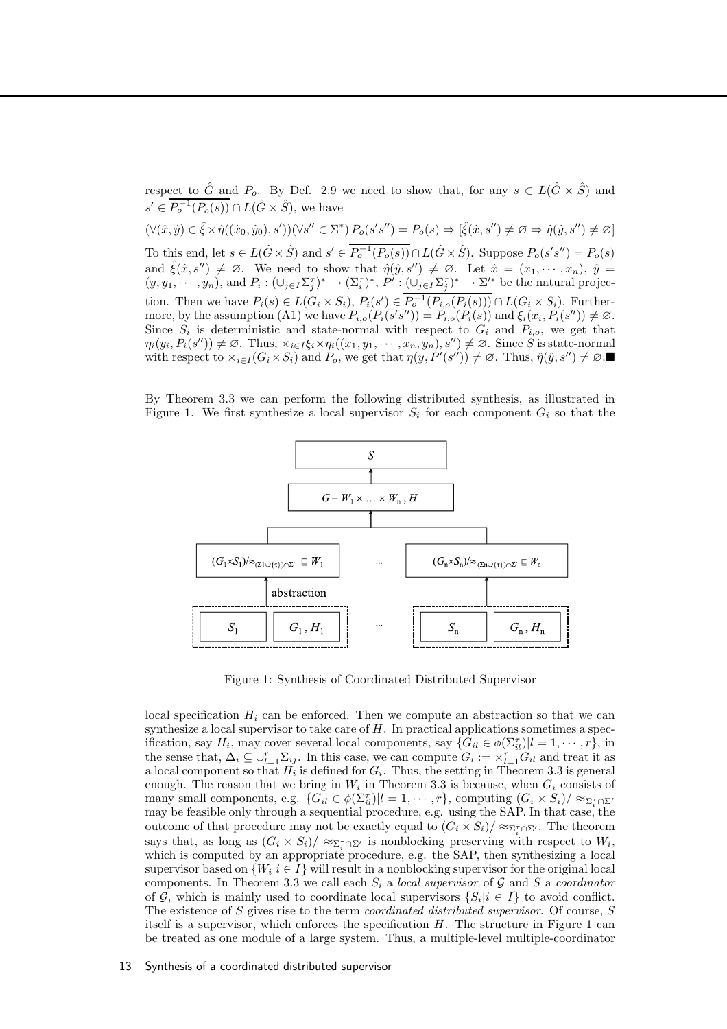respect to $\hat{G}$ and $P_o$. By Def. 2.9 we need to show that, for any $s \in L(\hat{G} \times \hat{S})$ and $s' \in \overline{P_o^{-1}(P_o(s))} \cap L(\hat{G} \times \hat{S})$, we have

$$(\forall (\hat{x}, \hat{y}) \in \hat{\xi} \times \hat{\eta}((\hat{x}_0, \hat{y}_0), s'))(\forall s'' \in \Sigma^*)\, P_o(s's'') = P_o(s) \Rightarrow [\hat{\xi}(\hat{x}, s'') \neq \varnothing \Rightarrow \hat{\eta}(\hat{y}, s'') \neq \varnothing]$$

To this end, let $s \in L(\hat{G} \times \hat{S})$ and $s' \in \overline{P_o^{-1}(P_o(s))} \cap L(\hat{G} \times \hat{S})$. Suppose $P_o(s's'') = P_o(s)$ and $\hat{\xi}(\hat{x}, s'') \neq \varnothing$. We need to show that $\hat{\eta}(\hat{y}, s'') \neq \varnothing$. Let $\hat{x} = (x_1, \cdots, x_n)$, $\hat{y} = (y, y_1, \cdots, y_n)$, and $P_i : (\cup_{j \in I} \Sigma_j^\tau)^* \to (\Sigma_i^\tau)^*$, $P' : (\cup_{j \in I} \Sigma_j^\tau)^* \to \Sigma'^*$ be the natural projection. Then we have $P_i(s) \in L(G_i \times S_i)$, $P_i(s') \in \overline{P_{i,o}^{-1}(P_{i,o}(P_i(s)))} \cap L(G_i \times S_i)$. Furthermore, by the assumption (A1) we have $P_{i,o}(P_i(s's'')) = P_{i,o}(P_i(s))$ and $\xi_i(x_i, P_i(s'')) \neq \varnothing$. Since $S_i$ is deterministic and state-normal with respect to $G_i$ and $P_{i,o}$, we get that $\eta_i(y_i, P_i(s'')) \neq \varnothing$. Thus, $\times_{i \in I} \xi_i \times \eta_i((x_1, y_1, \cdots, x_n, y_n), s'') \neq \varnothing$. Since $S$ is state-normal with respect to $\times_{i \in I}(G_i \times S_i)$ and $P_o$, we get that $\eta(y, P'(s'')) \neq \varnothing$. Thus, $\hat{\eta}(\hat{y}, s'') \neq \varnothing$. ■

By Theorem 3.3 we can perform the following distributed synthesis, as illustrated in Figure 1. We first synthesize a local supervisor $S_i$ for each component $G_i$ so that the

Figure 1: Synthesis of Coordinated Distributed Supervisor

local specification $H_i$ can be enforced. Then we compute an abstraction so that we can synthesize a local supervisor to take care of $H$. In practical applications sometimes a specification, say $H_i$, may cover several local components, say $\{G_{il} \in \phi(\Sigma_{il}^\tau) | l = 1, \cdots, r\}$, in the sense that, $\Delta_i \subseteq \cup_{l=1}^r \Sigma_{ij}$. In this case, we can compute $G_i := \times_{l=1}^r G_{il}$ and treat it as a local component so that $H_i$ is defined for $G_i$. Thus, the setting in Theorem 3.3 is general enough. The reason that we bring in $W_i$ in Theorem 3.3 is because, when $G_i$ consists of many small components, e.g. $\{G_{il} \in \phi(\Sigma_{il}^\tau) | l = 1, \cdots, r\}$, computing $(G_i \times S_i) / \approx_{\Sigma_i^\tau \cap \Sigma'}$ may be feasible only through a sequential procedure, e.g. using the SAP. In that case, the outcome of that procedure may not be exactly equal to $(G_i \times S_i) / \approx_{\Sigma_i^\tau \cap \Sigma'}$. The theorem says that, as long as $(G_i \times S_i) / \approx_{\Sigma_i^\tau \cap \Sigma'}$ is nonblocking preserving with respect to $W_i$, which is computed by an appropriate procedure, e.g. the SAP, then synthesizing a local supervisor based on $\{W_i | i \in I\}$ will result in a nonblocking supervisor for the original local components. In Theorem 3.3 we call each $S_i$ a *local supervisor* of $\mathcal{G}$ and $S$ a *coordinator* of $\mathcal{G}$, which is mainly used to coordinate local supervisors $\{S_i | i \in I\}$ to avoid conflict. The existence of $S$ gives rise to the term *coordinated distributed supervisor*. Of course, $S$ itself is a supervisor, which enforces the specification $H$. The structure in Figure 1 can be treated as one module of a large system. Thus, a multiple-level multiple-coordinator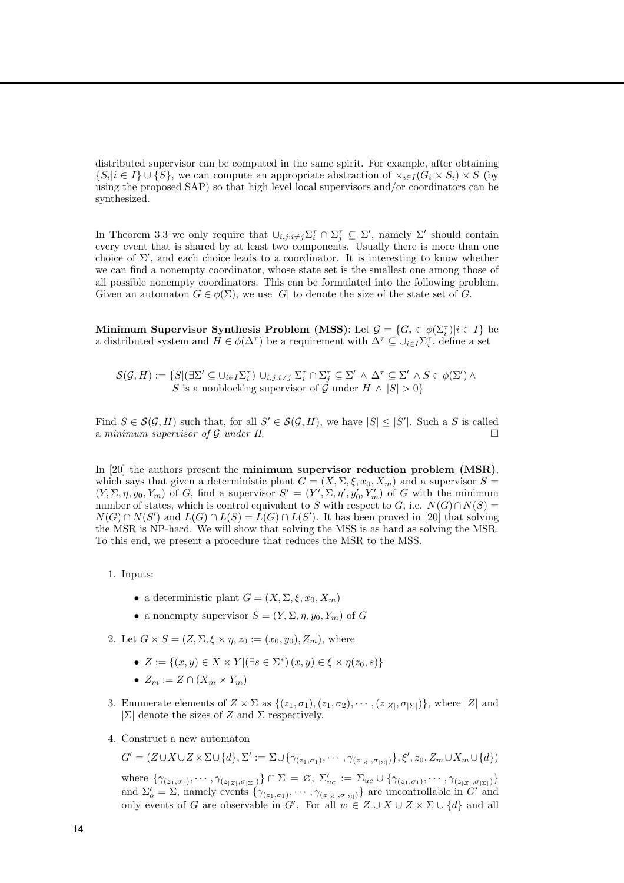distributed supervisor can be computed in the same spirit. For example, after obtaining $\{S_i | i \in I\} \cup \{S\}$, we can compute an appropriate abstraction of $\times_{i\in I}(G_i \times S_i) \times S$ (by using the proposed SAP) so that high level local supervisors and/or coordinators can be synthesized.

In Theorem 3.3 we only require that $\cup_{i,j:i\neq j}\Sigma_i^\tau \cap \Sigma_j^\tau \subseteq \Sigma'$, namely $\Sigma'$ should contain every event that is shared by at least two components. Usually there is more than one choice of $\Sigma'$, and each choice leads to a coordinator. It is interesting to know whether we can find a nonempty coordinator, whose state set is the smallest one among those of all possible nonempty coordinators. This can be formulated into the following problem. Given an automaton $G \in \phi(\Sigma)$, we use $|G|$ to denote the size of the state set of $G$.

**Minimum Supervisor Synthesis Problem (MSS)**: Let $\mathcal{G} = \{G_i \in \phi(\Sigma_i^\tau) | i \in I\}$ be a distributed system and $H \in \phi(\Delta^\tau)$ be a requirement with $\Delta^\tau \subseteq \cup_{i\in I}\Sigma_i^\tau$, define a set

$$\mathcal{S}(\mathcal{G}, H) := \{S | (\exists \Sigma' \subseteq \cup_{i\in I}\Sigma_i^\tau)\ \cup_{i,j:i\neq j} \Sigma_i^\tau \cap \Sigma_j^\tau \subseteq \Sigma' \wedge \Delta^\tau \subseteq \Sigma' \wedge S \in \phi(\Sigma') \wedge \\ S \text{ is a nonblocking supervisor of } \mathcal{G} \text{ under } H \wedge |S| > 0\}$$

Find $S \in \mathcal{S}(\mathcal{G}, H)$ such that, for all $S' \in \mathcal{S}(\mathcal{G}, H)$, we have $|S| \leq |S'|$. Such a $S$ is called a *minimum supervisor of $\mathcal{G}$ under $H$.* □

In [20] the authors present the **minimum supervisor reduction problem (MSR)**, which says that given a deterministic plant $G = (X, \Sigma, \xi, x_0, X_m)$ and a supervisor $S = (Y, \Sigma, \eta, y_0, Y_m)$ of $G$, find a supervisor $S' = (Y', \Sigma, \eta', y_0', Y_m')$ of $G$ with the minimum number of states, which is control equivalent to $S$ with respect to $G$, i.e. $N(G) \cap N(S) = N(G) \cap N(S')$ and $L(G) \cap L(S) = L(G) \cap L(S')$. It has been proved in [20] that solving the MSR is NP-hard. We will show that solving the MSS is as hard as solving the MSR. To this end, we present a procedure that reduces the MSR to the MSS.

1. Inputs:
   - a deterministic plant $G = (X, \Sigma, \xi, x_0, X_m)$
   - a nonempty supervisor $S = (Y, \Sigma, \eta, y_0, Y_m)$ of $G$
2. Let $G \times S = (Z, \Sigma, \xi \times \eta, z_0 := (x_0, y_0), Z_m)$, where
   - $Z := \{(x, y) \in X \times Y | (\exists s \in \Sigma^*)\, (x, y) \in \xi \times \eta(z_0, s)\}$
   - $Z_m := Z \cap (X_m \times Y_m)$
3. Enumerate elements of $Z \times \Sigma$ as $\{(z_1, \sigma_1), (z_1, \sigma_2), \cdots, (z_{|Z|}, \sigma_{|\Sigma|})\}$, where $|Z|$ and $|\Sigma|$ denote the sizes of $Z$ and $\Sigma$ respectively.
4. Construct a new automaton

   $G' = (Z \cup X \cup Z \times \Sigma \cup \{d\}, \Sigma' := \Sigma \cup \{\gamma_{(z_1,\sigma_1)}, \cdots, \gamma_{(z_{|Z|},\sigma_{|\Sigma|})}\}, \xi', z_0, Z_m \cup X_m \cup \{d\})$

   where $\{\gamma_{(z_1,\sigma_1)}, \cdots, \gamma_{(z_{|Z|},\sigma_{|\Sigma|})}\} \cap \Sigma = \varnothing$, $\Sigma'_{uc} := \Sigma_{uc} \cup \{\gamma_{(z_1,\sigma_1)}, \cdots, \gamma_{(z_{|Z|},\sigma_{|\Sigma|})}\}$ and $\Sigma'_o = \Sigma$, namely events $\{\gamma_{(z_1,\sigma_1)}, \cdots, \gamma_{(z_{|Z|},\sigma_{|\Sigma|})}\}$ are uncontrollable in $G'$ and only events of $G$ are observable in $G'$. For all $w \in Z \cup X \cup Z \times \Sigma \cup \{d\}$ and all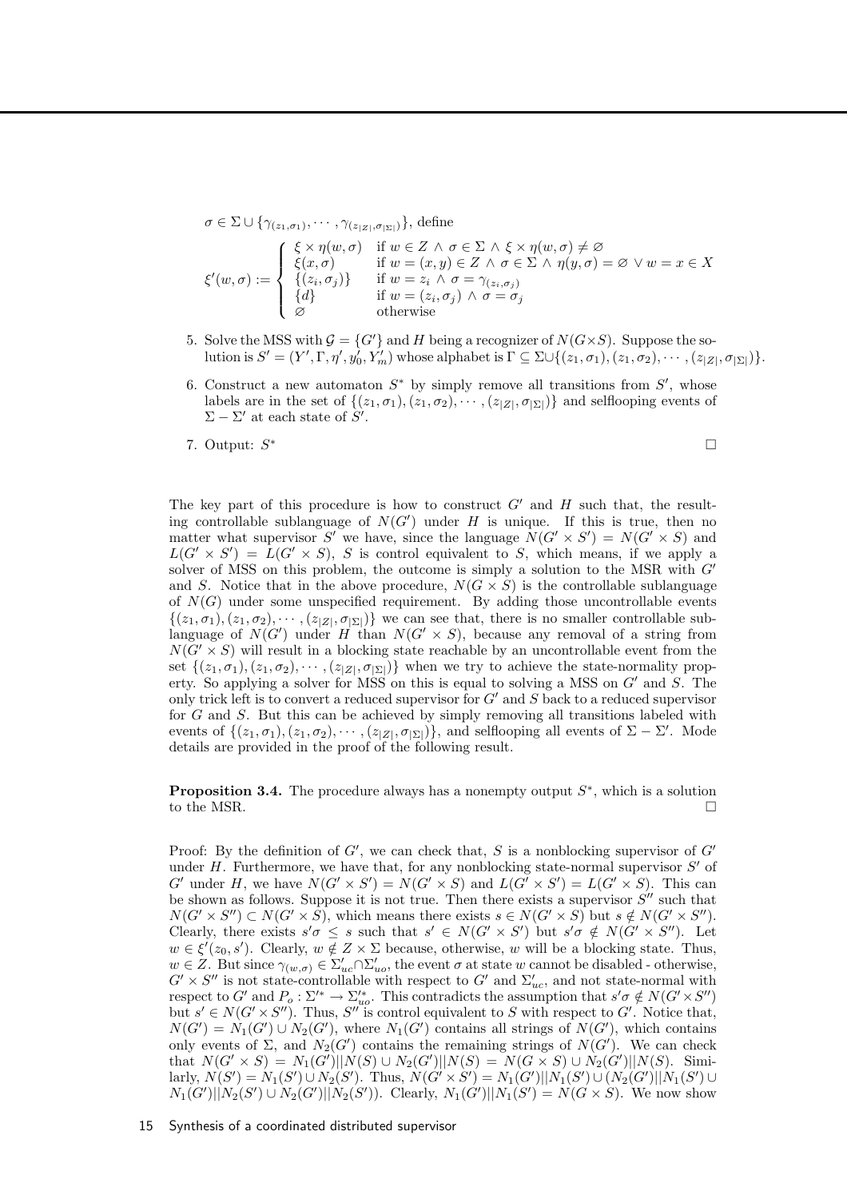$\sigma \in \Sigma \cup \{\gamma_{(z_1,\sigma_1)}, \cdots, \gamma_{(z_{|Z|},\sigma_{|\Sigma|})}\}$, define

$$\xi'(w,\sigma) := \begin{cases} \xi \times \eta(w,\sigma) & \text{if } w \in Z \wedge \sigma \in \Sigma \wedge \xi \times \eta(w,\sigma) \neq \varnothing \\ \xi(x,\sigma) & \text{if } w = (x,y) \in Z \wedge \sigma \in \Sigma \wedge \eta(y,\sigma) = \varnothing \vee w = x \in X \\ \{(z_i,\sigma_j)\} & \text{if } w = z_i \wedge \sigma = \gamma_{(z_i,\sigma_j)} \\ \{d\} & \text{if } w = (z_i,\sigma_j) \wedge \sigma = \sigma_j \\ \varnothing & \text{otherwise} \end{cases}$$

5. Solve the MSS with $\mathcal{G} = \{G'\}$ and $H$ being a recognizer of $N(G \times S)$. Suppose the solution is $S' = (Y', \Gamma, \eta', y_0', Y_m')$ whose alphabet is $\Gamma \subseteq \Sigma \cup \{(z_1,\sigma_1),(z_1,\sigma_2),\cdots,(z_{|Z|},\sigma_{|\Sigma|})\}$.
6. Construct a new automaton $S^*$ by simply remove all transitions from $S'$, whose labels are in the set of $\{(z_1,\sigma_1),(z_1,\sigma_2),\cdots,(z_{|Z|},\sigma_{|\Sigma|})\}$ and selflooping events of $\Sigma - \Sigma'$ at each state of $S'$.
7. Output: $S^*$ □

The key part of this procedure is how to construct $G'$ and $H$ such that, the resulting controllable sublanguage of $N(G')$ under $H$ is unique. If this is true, then no matter what supervisor $S'$ we have, since the language $N(G' \times S') = N(G' \times S)$ and $L(G' \times S') = L(G' \times S)$, $S$ is control equivalent to $S$, which means, if we apply a solver of MSS on this problem, the outcome is simply a solution to the MSR with $G'$ and $S$. Notice that in the above procedure, $N(G \times S)$ is the controllable sublanguage of $N(G)$ under some unspecified requirement. By adding those uncontrollable events $\{(z_1,\sigma_1),(z_1,\sigma_2),\cdots,(z_{|Z|},\sigma_{|\Sigma|})\}$ we can see that, there is no smaller controllable sublanguage of $N(G')$ under $H$ than $N(G' \times S)$, because any removal of a string from $N(G' \times S)$ will result in a blocking state reachable by an uncontrollable event from the set $\{(z_1,\sigma_1),(z_1,\sigma_2),\cdots,(z_{|Z|},\sigma_{|\Sigma|})\}$ when we try to achieve the state-normality property. So applying a solver for MSS on this is equal to solving a MSS on $G'$ and $S$. The only trick left is to convert a reduced supervisor for $G'$ and $S$ back to a reduced supervisor for $G$ and $S$. But this can be achieved by simply removing all transitions labeled with events of $\{(z_1,\sigma_1),(z_1,\sigma_2),\cdots,(z_{|Z|},\sigma_{|\Sigma|})\}$, and selflooping all events of $\Sigma - \Sigma'$. Mode details are provided in the proof of the following result.

**Proposition 3.4.** The procedure always has a nonempty output $S^*$, which is a solution to the MSR. □

Proof: By the definition of $G'$, we can check that, $S$ is a nonblocking supervisor of $G'$ under $H$. Furthermore, we have that, for any nonblocking state-normal supervisor $S'$ of $G'$ under $H$, we have $N(G' \times S') = N(G' \times S)$ and $L(G' \times S') = L(G' \times S)$. This can be shown as follows. Suppose it is not true. Then there exists a supervisor $S''$ such that $N(G' \times S'') \subset N(G' \times S)$, which means there exists $s \in N(G' \times S)$ but $s \notin N(G' \times S'')$. Clearly, there exists $s'\sigma \leq s$ such that $s' \in N(G' \times S')$ but $s'\sigma \notin N(G' \times S'')$. Let $w \in \xi'(z_0, s')$. Clearly, $w \notin Z \times \Sigma$ because, otherwise, $w$ will be a blocking state. Thus, $w \in Z$. But since $\gamma_{(w,\sigma)} \in \Sigma'_{uc} \cap \Sigma'_{uo}$, the event $\sigma$ at state $w$ cannot be disabled - otherwise, $G' \times S''$ is not state-controllable with respect to $G'$ and $\Sigma'_{uc}$, and not state-normal with respect to $G'$ and $P_o : \Sigma'^* \to \Sigma'^*_{uo}$. This contradicts the assumption that $s'\sigma \notin N(G' \times S'')$ but $s' \in N(G' \times S'')$. Thus, $S''$ is control equivalent to $S$ with respect to $G'$. Notice that, $N(G') = N_1(G') \cup N_2(G')$, where $N_1(G')$ contains all strings of $N(G')$, which contains only events of $\Sigma$, and $N_2(G')$ contains the remaining strings of $N(G')$. We can check that $N(G' \times S) = N_1(G')||N(S) \cup N_2(G')||N(S) = N(G \times S) \cup N_2(G')||N(S)$. Similarly, $N(S') = N_1(S') \cup N_2(S')$. Thus, $N(G' \times S') = N_1(G')||N_1(S') \cup (N_2(G')||N_1(S') \cup N_1(G')||N_2(S') \cup N_2(G')||N_2(S'))$. Clearly, $N_1(G')||N_1(S') = N(G \times S)$. We now show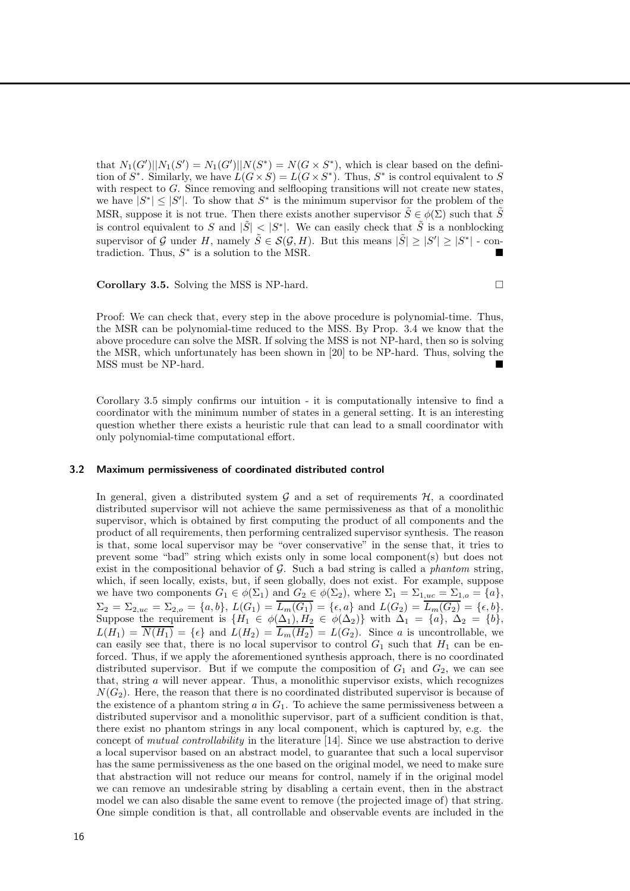that $N_1(G')||N_1(S') = N_1(G')||N(S^*) = N(G \times S^*)$, which is clear based on the definition of $S^*$. Similarly, we have $L(G \times S) = L(G \times S^*)$. Thus, $S^*$ is control equivalent to $S$ with respect to $G$. Since removing and selflooping transitions will not create new states, we have $|S^*| \leq |S'|$. To show that $S^*$ is the minimum supervisor for the problem of the MSR, suppose it is not true. Then there exists another supervisor $\tilde{S} \in \phi(\Sigma)$ such that $\tilde{S}$ is control equivalent to $S$ and $|\tilde{S}| < |S^*|$. We can easily check that $\tilde{S}$ is a nonblocking supervisor of $\mathcal{G}$ under $H$, namely $\tilde{S} \in \mathcal{S}(\mathcal{G}, H)$. But this means $|\tilde{S}| \geq |S'| \geq |S^*|$ - contradiction. Thus, $S^*$ is a solution to the MSR. ■

**Corollary 3.5.** Solving the MSS is NP-hard. □

Proof: We can check that, every step in the above procedure is polynomial-time. Thus, the MSR can be polynomial-time reduced to the MSS. By Prop. 3.4 we know that the above procedure can solve the MSR. If solving the MSS is not NP-hard, then so is solving the MSR, which unfortunately has been shown in [20] to be NP-hard. Thus, solving the MSS must be NP-hard. ■

Corollary 3.5 simply confirms our intuition - it is computationally intensive to find a coordinator with the minimum number of states in a general setting. It is an interesting question whether there exists a heuristic rule that can lead to a small coordinator with only polynomial-time computational effort.

### 3.2 Maximum permissiveness of coordinated distributed control

In general, given a distributed system $\mathcal{G}$ and a set of requirements $\mathcal{H}$, a coordinated distributed supervisor will not achieve the same permissiveness as that of a monolithic supervisor, which is obtained by first computing the product of all components and the product of all requirements, then performing centralized supervisor synthesis. The reason is that, some local supervisor may be "over conservative" in the sense that, it tries to prevent some "bad" string which exists only in some local component(s) but does not exist in the compositional behavior of $\mathcal{G}$. Such a bad string is called a *phantom* string, which, if seen locally, exists, but, if seen globally, does not exist. For example, suppose we have two components $G_1 \in \phi(\Sigma_1)$ and $G_2 \in \phi(\Sigma_2)$, where $\Sigma_1 = \Sigma_{1,uc} = \Sigma_{1,o} = \{a\}$, $\Sigma_2 = \Sigma_{2,uc} = \Sigma_{2,o} = \{a, b\}$, $L(G_1) = \overline{L_m(G_1)} = \{\epsilon, a\}$ and $L(G_2) = \overline{L_m(G_2)} = \{\epsilon, b\}$. Suppose the requirement is $\{H_1 \in \phi(\Delta_1), H_2 \in \phi(\Delta_2)\}$ with $\Delta_1 = \{a\}$, $\Delta_2 = \{b\}$, $L(H_1) = \overline{N(H_1)} = \{\epsilon\}$ and $L(H_2) = \overline{L_m(H_2)} = L(G_2)$. Since $a$ is uncontrollable, we can easily see that, there is no local supervisor to control $G_1$ such that $H_1$ can be enforced. Thus, if we apply the aforementioned synthesis approach, there is no coordinated distributed supervisor. But if we compute the composition of $G_1$ and $G_2$, we can see that, string $a$ will never appear. Thus, a monolithic supervisor exists, which recognizes $N(G_2)$. Here, the reason that there is no coordinated distributed supervisor is because of the existence of a phantom string $a$ in $G_1$. To achieve the same permissiveness between a distributed supervisor and a monolithic supervisor, part of a sufficient condition is that, there exist no phantom strings in any local component, which is captured by, e.g. the concept of *mutual controllability* in the literature [14]. Since we use abstraction to derive a local supervisor based on an abstract model, to guarantee that such a local supervisor has the same permissiveness as the one based on the original model, we need to make sure that abstraction will not reduce our means for control, namely if in the original model we can remove an undesirable string by disabling a certain event, then in the abstract model we can also disable the same event to remove (the projected image of) that string. One simple condition is that, all controllable and observable events are included in the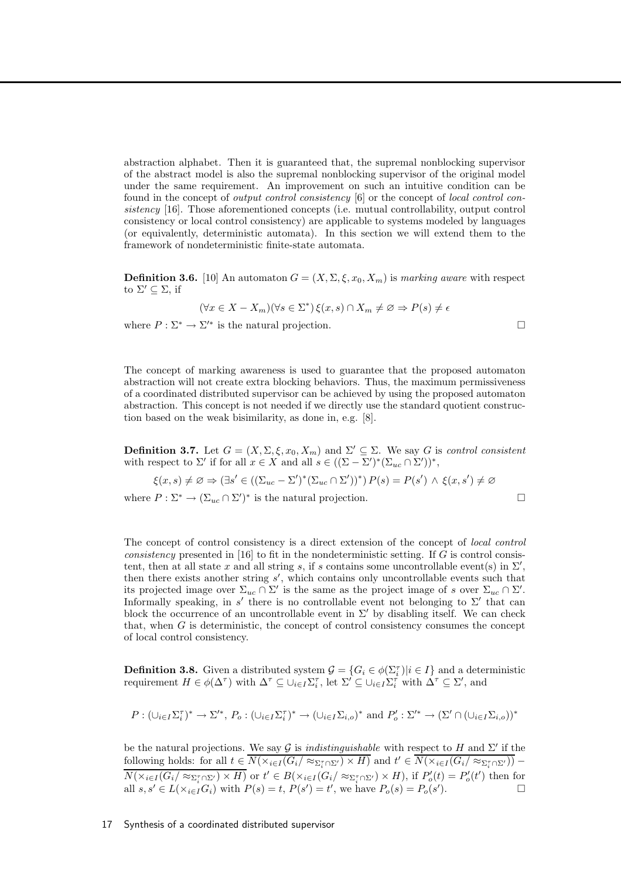abstraction alphabet. Then it is guaranteed that, the supremal nonblocking supervisor of the abstract model is also the supremal nonblocking supervisor of the original model under the same requirement. An improvement on such an intuitive condition can be found in the concept of *output control consistency* [6] or the concept of *local control consistency* [16]. Those aforementioned concepts (i.e. mutual controllability, output control consistency or local control consistency) are applicable to systems modeled by languages (or equivalently, deterministic automata). In this section we will extend them to the framework of nondeterministic finite-state automata.

**Definition 3.6.** [10] An automaton $G = (X, \Sigma, \xi, x_0, X_m)$ is *marking aware* with respect to $\Sigma' \subseteq \Sigma$, if

$$(\forall x \in X - X_m)(\forall s \in \Sigma^*)\, \xi(x, s) \cap X_m \neq \varnothing \Rightarrow P(s) \neq \epsilon$$

where $P : \Sigma^* \to \Sigma'^*$ is the natural projection. □

The concept of marking awareness is used to guarantee that the proposed automaton abstraction will not create extra blocking behaviors. Thus, the maximum permissiveness of a coordinated distributed supervisor can be achieved by using the proposed automaton abstraction. This concept is not needed if we directly use the standard quotient construction based on the weak bisimilarity, as done in, e.g. [8].

**Definition 3.7.** Let $G = (X, \Sigma, \xi, x_0, X_m)$ and $\Sigma' \subseteq \Sigma$. We say $G$ is *control consistent* with respect to $\Sigma'$ if for all $x \in X$ and all $s \in ((\Sigma - \Sigma')^*(\Sigma_{uc} \cap \Sigma'))^*$,

$$\xi(x, s) \neq \varnothing \Rightarrow (\exists s' \in ((\Sigma_{uc} - \Sigma')^*(\Sigma_{uc} \cap \Sigma'))^*)\, P(s) = P(s') \wedge \xi(x, s') \neq \varnothing$$

where $P : \Sigma^* \to (\Sigma_{uc} \cap \Sigma')^*$ is the natural projection. □

The concept of control consistency is a direct extension of the concept of *local control consistency* presented in [16] to fit in the nondeterministic setting. If $G$ is control consistent, then at all state $x$ and all string $s$, if $s$ contains some uncontrollable event(s) in $\Sigma'$, then there exists another string $s'$, which contains only uncontrollable events such that its projected image over $\Sigma_{uc} \cap \Sigma'$ is the same as the project image of $s$ over $\Sigma_{uc} \cap \Sigma'$. Informally speaking, in $s'$ there is no controllable event not belonging to $\Sigma'$ that can block the occurrence of an uncontrollable event in $\Sigma'$ by disabling itself. We can check that, when $G$ is deterministic, the concept of control consistency consumes the concept of local control consistency.

**Definition 3.8.** Given a distributed system $\mathcal{G} = \{G_i \in \phi(\Sigma_i^\tau) | i \in I\}$ and a deterministic requirement $H \in \phi(\Delta^\tau)$ with $\Delta^\tau \subseteq \cup_{i\in I}\Sigma_i^\tau$, let $\Sigma' \subseteq \cup_{i\in I}\Sigma_i^\tau$ with $\Delta^\tau \subseteq \Sigma'$, and

$$P : (\cup_{i\in I}\Sigma_i^\tau)^* \to \Sigma'^*,\ P_o : (\cup_{i\in I}\Sigma_i^\tau)^* \to (\cup_{i\in I}\Sigma_{i,o})^* \text{ and } P'_o : \Sigma'^* \to (\Sigma' \cap (\cup_{i\in I}\Sigma_{i,o}))^*$$

be the natural projections. We say $\mathcal{G}$ is *indistinguishable* with respect to $H$ and $\Sigma'$ if the following holds: for all $t \in \overline{N(\times_{i\in I}(G_i/\approx_{\Sigma_i^\tau\cap\Sigma'}) \times H)}$ and $t' \in \overline{N(\times_{i\in I}(G_i/\approx_{\Sigma_i^\tau\cap\Sigma'}))} - \overline{N(\times_{i\in I}(G_i/\approx_{\Sigma_i^\tau\cap\Sigma'}) \times H)}$ or $t' \in B(\times_{i\in I}(G_i/\approx_{\Sigma_i^\tau\cap\Sigma'}) \times H)$, if $P'_o(t) = P'_o(t')$ then for all $s, s' \in L(\times_{i\in I}G_i)$ with $P(s) = t$, $P(s') = t'$, we have $P_o(s) = P_o(s')$. □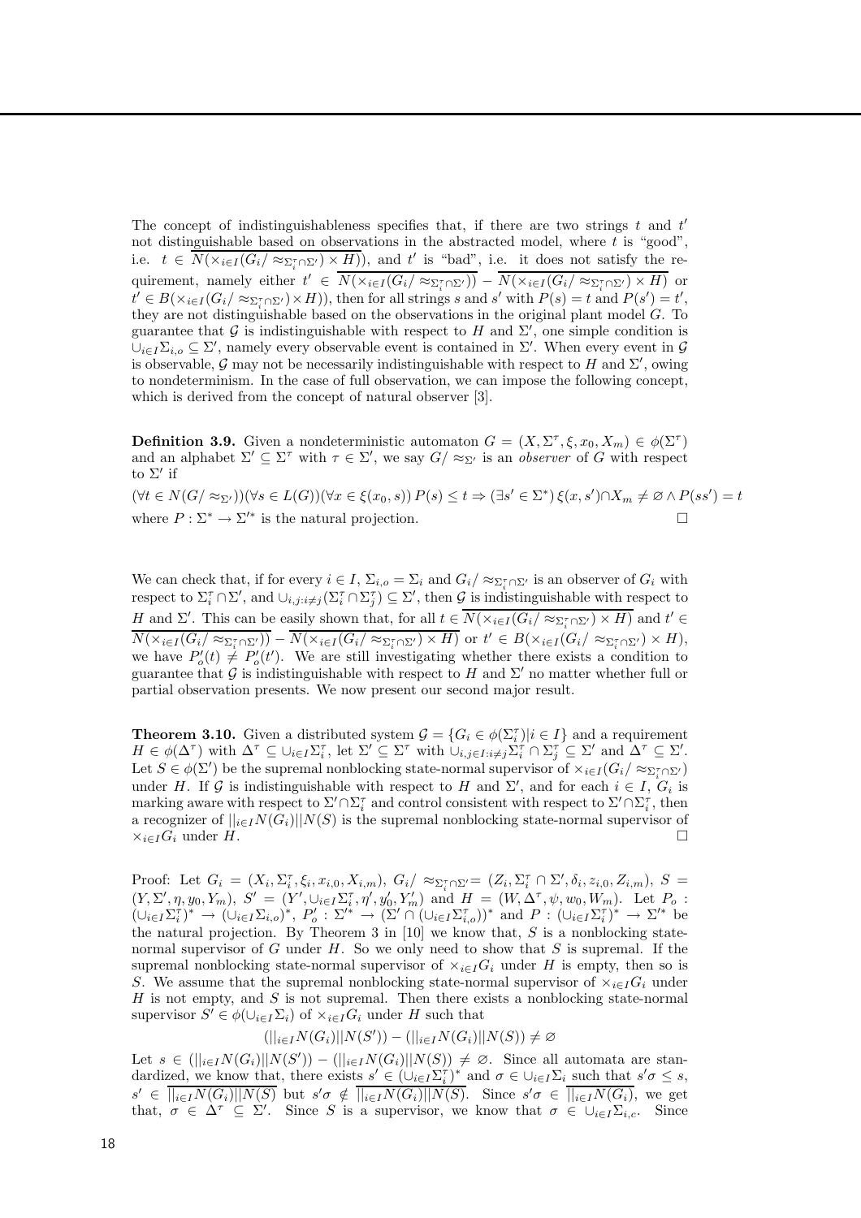The concept of indistinguishableness specifies that, if there are two strings $t$ and $t'$ not distinguishable based on observations in the abstracted model, where $t$ is "good", i.e. $t \in \overline{N(\times_{i\in I}(G_i/\approx_{\Sigma_i^\tau\cap\Sigma'})\times H)}$, and $t'$ is "bad", i.e. it does not satisfy the requirement, namely either $t' \in \overline{N(\times_{i\in I}(G_i/\approx_{\Sigma_i^\tau\cap\Sigma'}))} - \overline{N(\times_{i\in I}(G_i/\approx_{\Sigma_i^\tau\cap\Sigma'})\times H)}$ or $t' \in B(\times_{i\in I}(G_i/\approx_{\Sigma_i^\tau\cap\Sigma'})\times H)$), then for all strings $s$ and $s'$ with $P(s) = t$ and $P(s') = t'$, they are not distinguishable based on the observations in the original plant model $G$. To guarantee that $\mathcal{G}$ is indistinguishable with respect to $H$ and $\Sigma'$, one simple condition is $\cup_{i\in I}\Sigma_{i,o} \subseteq \Sigma'$, namely every observable event is contained in $\Sigma'$. When every event in $\mathcal{G}$ is observable, $\mathcal{G}$ may not be necessarily indistinguishable with respect to $H$ and $\Sigma'$, owing to nondeterminism. In the case of full observation, we can impose the following concept, which is derived from the concept of natural observer [3].

**Definition 3.9.** Given a nondeterministic automaton $G = (X, \Sigma^\tau, \xi, x_0, X_m) \in \phi(\Sigma^\tau)$ and an alphabet $\Sigma' \subseteq \Sigma^\tau$ with $\tau \in \Sigma'$, we say $G/\approx_{\Sigma'}$ is an *observer* of $G$ with respect to $\Sigma'$ if

$$(\forall t \in N(G/\approx_{\Sigma'}))(\forall s \in L(G))(\forall x \in \xi(x_0, s))\, P(s) \leq t \Rightarrow (\exists s' \in \Sigma^*)\, \xi(x, s')\cap X_m \neq \varnothing \wedge P(ss') = t$$

where $P : \Sigma^* \to \Sigma'^*$ is the natural projection. □

We can check that, if for every $i \in I$, $\Sigma_{i,o} = \Sigma_i$ and $G_i/\approx_{\Sigma_i^\tau\cap\Sigma'}$ is an observer of $G_i$ with respect to $\Sigma_i^\tau\cap\Sigma'$, and $\cup_{i,j:i\neq j}(\Sigma_i^\tau\cap\Sigma_j^\tau) \subseteq \Sigma'$, then $\mathcal{G}$ is indistinguishable with respect to $H$ and $\Sigma'$. This can be easily shown that, for all $t \in \overline{N(\times_{i\in I}(G_i/\approx_{\Sigma_i^\tau\cap\Sigma'})\times H)}$ and $t' \in \overline{N(\times_{i\in I}(G_i/\approx_{\Sigma_i^\tau\cap\Sigma'}))} - \overline{N(\times_{i\in I}(G_i/\approx_{\Sigma_i^\tau\cap\Sigma'})\times H)}$ or $t' \in B(\times_{i\in I}(G_i/\approx_{\Sigma_i^\tau\cap\Sigma'})\times H)$, we have $P_o'(t) \neq P_o'(t')$. We are still investigating whether there exists a condition to guarantee that $\mathcal{G}$ is indistinguishable with respect to $H$ and $\Sigma'$ no matter whether full or partial observation presents. We now present our second major result.

**Theorem 3.10.** Given a distributed system $\mathcal{G} = \{G_i \in \phi(\Sigma_i^\tau) | i \in I\}$ and a requirement $H \in \phi(\Delta^\tau)$ with $\Delta^\tau \subseteq \cup_{i\in I}\Sigma_i^\tau$, let $\Sigma' \subseteq \Sigma^\tau$ with $\cup_{i,j\in I:i\neq j}\Sigma_i^\tau\cap\Sigma_j^\tau \subseteq \Sigma'$ and $\Delta^\tau \subseteq \Sigma'$. Let $S \in \phi(\Sigma')$ be the supremal nonblocking state-normal supervisor of $\times_{i\in I}(G_i/\approx_{\Sigma_i^\tau\cap\Sigma'})$ under $H$. If $\mathcal{G}$ is indistinguishable with respect to $H$ and $\Sigma'$, and for each $i \in I$, $G_i$ is marking aware with respect to $\Sigma'\cap\Sigma_i^\tau$ and control consistent with respect to $\Sigma'\cap\Sigma_i^\tau$, then a recognizer of $||_{i\in I}N(G_i)||N(S)$ is the supremal nonblocking state-normal supervisor of $\times_{i\in I}G_i$ under $H$. □

Proof: Let $G_i = (X_i, \Sigma_i^\tau, \xi_i, x_{i,0}, X_{i,m})$, $G_i/\approx_{\Sigma_i^\tau\cap\Sigma'} = (Z_i, \Sigma_i^\tau\cap\Sigma', \delta_i, z_{i,0}, Z_{i,m})$, $S = (Y, \Sigma', \eta, y_0, Y_m)$, $S' = (Y', \cup_{i\in I}\Sigma_i^\tau, \eta', y_0', Y_m')$ and $H = (W, \Delta^\tau, \psi, w_0, W_m)$. Let $P_o : (\cup_{i\in I}\Sigma_i^\tau)^* \to (\cup_{i\in I}\Sigma_{i,o})^*$, $P_o' : \Sigma'^* \to (\Sigma'\cap(\cup_{i\in I}\Sigma_{i,o}^\tau))^*$ and $P : (\cup_{i\in I}\Sigma_i^\tau)^* \to \Sigma'^*$ be the natural projection. By Theorem 3 in [10] we know that, $S$ is a nonblocking state-normal supervisor of $G$ under $H$. So we only need to show that $S$ is supremal. If the supremal nonblocking state-normal supervisor of $\times_{i\in I}G_i$ under $H$ is empty, then so is $S$. We assume that the supremal nonblocking state-normal supervisor of $\times_{i\in I}G_i$ under $H$ is not empty, and $S$ is not supremal. Then there exists a nonblocking state-normal supervisor $S' \in \phi(\cup_{i\in I}\Sigma_i)$ of $\times_{i\in I}G_i$ under $H$ such that

$$(||_{i\in I}N(G_i)||N(S')) - (||_{i\in I}N(G_i)||N(S)) \neq \varnothing$$

Let $s \in (||_{i\in I}N(G_i)||N(S')) - (||_{i\in I}N(G_i)||N(S)) \neq \varnothing$. Since all automata are standardized, we know that, there exists $s' \in (\cup_{i\in I}\Sigma_i^\tau)^*$ and $\sigma \in \cup_{i\in I}\Sigma_i$ such that $s'\sigma \leq s$, $s' \in \overline{||_{i\in I}N(G_i)||N(S)}$ but $s'\sigma \notin \overline{||_{i\in I}N(G_i)||N(S)}$. Since $s'\sigma \in \overline{||_{i\in I}N(G_i)}$, we get that, $\sigma \in \Delta^\tau \subseteq \Sigma'$. Since $S$ is a supervisor, we know that $\sigma \in \cup_{i\in I}\Sigma_{i,c}$. Since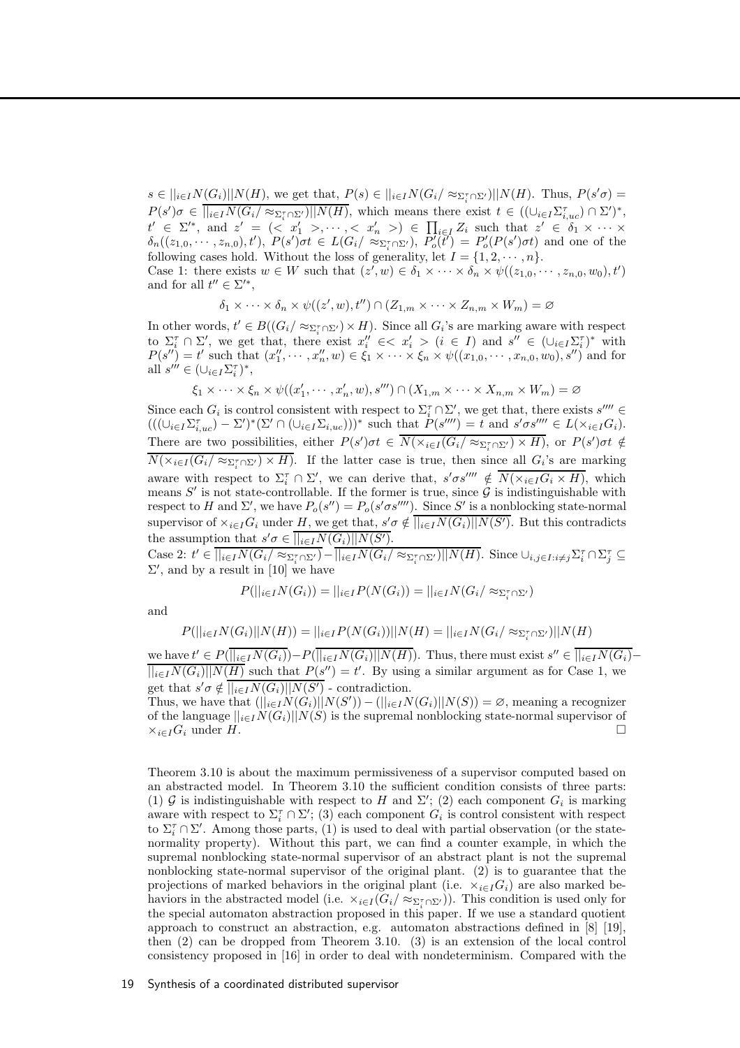$s \in ||_{i\in I}N(G_i)||N(H)$, we get that, $P(s) \in ||_{i\in I}N(G_i/\approx_{\Sigma_i^\tau\cap\Sigma'})||N(H)$. Thus, $P(s'\sigma) = P(s')\sigma \in \overline{||_{i\in I}N(G_i/\approx_{\Sigma_i^\tau\cap\Sigma'})||N(H)}$, which means there exist $t \in ((\cup_{i\in I}\Sigma_{i,uc}^\tau)\cap\Sigma')^*$, $t' \in \Sigma'^*$, and $z' = (<x_1'>, \cdots, <x_n'>) \in \prod_{i\in I} Z_i$ such that $z' \in \delta_1 \times \cdots \times \delta_n((z_{1,0}, \cdots, z_{n,0}), t')$, $P(s')\sigma t \in L(G_i/\approx_{\Sigma_i^\tau\cap\Sigma'})$, $P_o'(t') = P_o'(P(s')\sigma t)$ and one of the following cases hold. Without the loss of generality, let $I = \{1, 2, \cdots, n\}$.

Case 1: there exists $w \in W$ such that $(z', w) \in \delta_1 \times \cdots \times \delta_n \times \psi((z_{1,0}, \cdots, z_{n,0}, w_0), t')$ and for all $t'' \in \Sigma'^*$,

$$\delta_1 \times \cdots \times \delta_n \times \psi((z', w), t'') \cap (Z_{1,m} \times \cdots \times Z_{n,m} \times W_m) = \varnothing$$

In other words, $t' \in B((G_i/\approx_{\Sigma_i^\tau\cap\Sigma'}) \times H)$. Since all $G_i$'s are marking aware with respect to $\Sigma_i^\tau \cap \Sigma'$, we get that, there exist $x_i'' \in <x_i'> (i \in I)$ and $s'' \in (\cup_{i\in I}\Sigma_i^\tau)^*$ with $P(s'') = t'$ such that $(x_1'', \cdots, x_n'', w) \in \xi_1 \times \cdots \times \xi_n \times \psi((x_{1,0}, \cdots, x_{n,0}, w_0), s'')$ and for all $s''' \in (\cup_{i\in I}\Sigma_i^\tau)^*$,

$$\xi_1 \times \cdots \times \xi_n \times \psi((x_1', \cdots, x_n', w), s''') \cap (X_{1,m} \times \cdots \times X_{n,m} \times W_m) = \varnothing$$

Since each $G_i$ is control consistent with respect to $\Sigma_i^\tau \cap \Sigma'$, we get that, there exists $s'''' \in (((\cup_{i\in I}\Sigma_{i,uc}^\tau) - \Sigma')^*(\Sigma' \cap (\cup_{i\in I}\Sigma_{i,uc})))^*$ such that $P(s'''') = t$ and $s'\sigma s'''' \in L(\times_{i\in I}G_i)$. There are two possibilities, either $P(s')\sigma t \in \overline{N(\times_{i\in I}(G_i/\approx_{\Sigma_i^\tau\cap\Sigma'}) \times H)}$, or $P(s')\sigma t \notin \overline{N(\times_{i\in I}(G_i/\approx_{\Sigma_i^\tau\cap\Sigma'}) \times H)}$. If the latter case is true, then since all $G_i$'s are marking aware with respect to $\Sigma_i^\tau \cap \Sigma'$, we can derive that, $s'\sigma s'''' \notin \overline{N(\times_{i\in I}G_i \times H)}$, which means $S'$ is not state-controllable. If the former is true, since $\mathcal{G}$ is indistinguishable with respect to $H$ and $\Sigma'$, we have $P_o(s'') = P_o(s'\sigma s'''')$. Since $S'$ is a nonblocking state-normal supervisor of $\times_{i\in I}G_i$ under $H$, we get that, $s'\sigma \notin \overline{||_{i\in I}N(G_i)||N(S')}$. But this contradicts the assumption that $s'\sigma \in \overline{||_{i\in I}N(G_i)||N(S')}$.

Case 2: $t' \in \overline{||_{i\in I}N(G_i/\approx_{\Sigma_i^\tau\cap\Sigma'})} - \overline{||_{i\in I}N(G_i/\approx_{\Sigma_i^\tau\cap\Sigma'})||N(H)}$. Since $\cup_{i,j\in I:i\neq j}\Sigma_i^\tau \cap \Sigma_j^\tau \subseteq \Sigma'$, and by a result in [10] we have

$$P(||_{i\in I}N(G_i)) = ||_{i\in I}P(N(G_i)) = ||_{i\in I}N(G_i/\approx_{\Sigma_i^\tau\cap\Sigma'})$$

and

$$P(||_{i\in I}N(G_i)||N(H)) = ||_{i\in I}P(N(G_i))||N(H) = ||_{i\in I}N(G_i/\approx_{\Sigma_i^\tau\cap\Sigma'})||N(H)$$

we have $t' \in P(\overline{||_{i\in I}N(G_i)}) - P(\overline{||_{i\in I}N(G_i)||N(H)})$. Thus, there must exist $s'' \in \overline{||_{i\in I}N(G_i)} - \overline{||_{i\in I}N(G_i)||N(H)}$ such that $P(s'') = t'$. By using a similar argument as for Case 1, we get that $s'\sigma \notin \overline{||_{i\in I}N(G_i)||N(S')}$ - contradiction.

Thus, we have that $(||_{i\in I}N(G_i)||N(S')) - (||_{i\in I}N(G_i)||N(S)) = \varnothing$, meaning a recognizer of the language $||_{i\in I}N(G_i)||N(S)$ is the supremal nonblocking state-normal supervisor of $\times_{i\in I}G_i$ under $H$. □

Theorem 3.10 is about the maximum permissiveness of a supervisor computed based on an abstracted model. In Theorem 3.10 the sufficient condition consists of three parts: (1) $\mathcal{G}$ is indistinguishable with respect to $H$ and $\Sigma'$; (2) each component $G_i$ is marking aware with respect to $\Sigma_i^\tau \cap \Sigma'$; (3) each component $G_i$ is control consistent with respect to $\Sigma_i^\tau \cap \Sigma'$. Among those parts, (1) is used to deal with partial observation (or the state-normality property). Without this part, we can find a counter example, in which the supremal nonblocking state-normal supervisor of an abstract plant is not the supremal nonblocking state-normal supervisor of the original plant. (2) is to guarantee that the projections of marked behaviors in the original plant (i.e. $\times_{i\in I}G_i$) are also marked behaviors in the abstracted model (i.e. $\times_{i\in I}(G_i/\approx_{\Sigma_i^\tau\cap\Sigma'})$). This condition is used only for the special automaton abstraction proposed in this paper. If we use a standard quotient approach to construct an abstraction, e.g. automaton abstractions defined in [8] [19], then (2) can be dropped from Theorem 3.10. (3) is an extension of the local control consistency proposed in [16] in order to deal with nondeterminism. Compared with the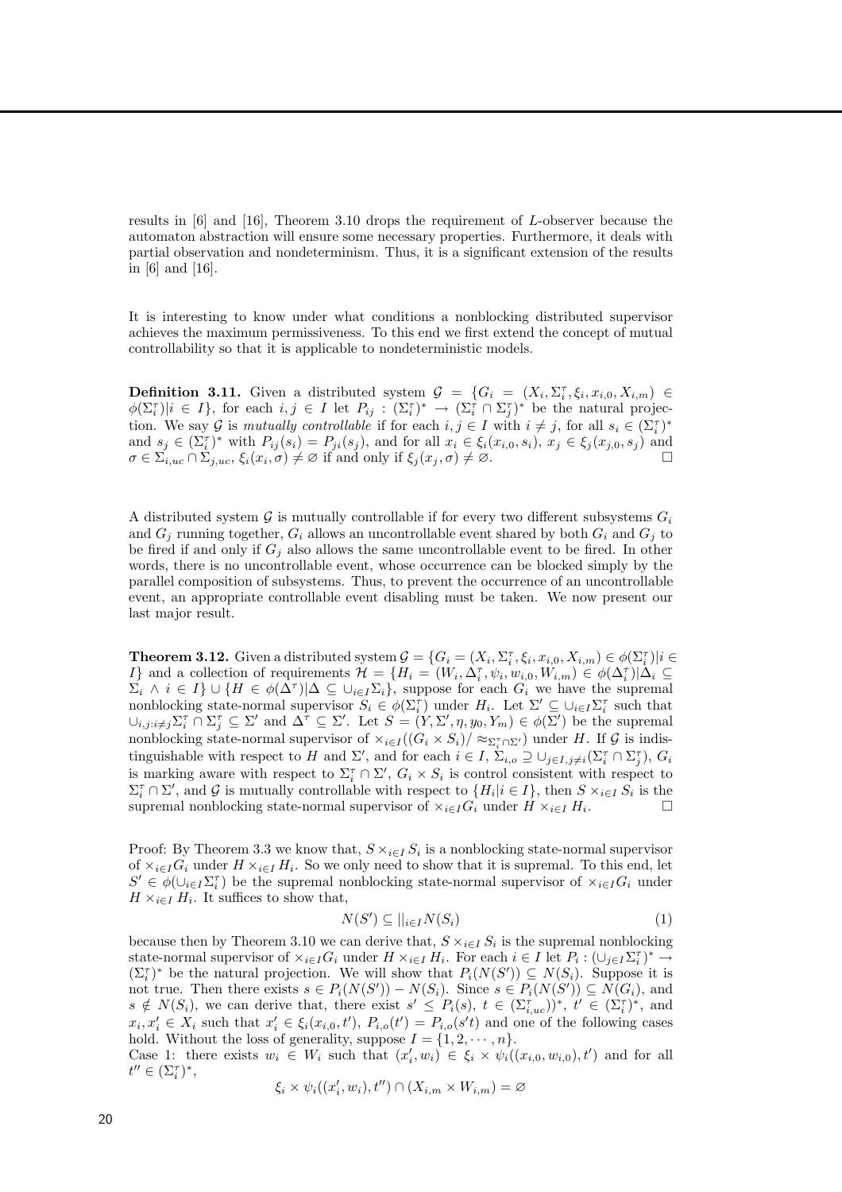results in [6] and [16], Theorem 3.10 drops the requirement of $L$-observer because the automaton abstraction will ensure some necessary properties. Furthermore, it deals with partial observation and nondeterminism. Thus, it is a significant extension of the results in [6] and [16].

It is interesting to know under what conditions a nonblocking distributed supervisor achieves the maximum permissiveness. To this end we first extend the concept of mutual controllability so that it is applicable to nondeterministic models.

**Definition 3.11.** Given a distributed system $\mathcal{G} = \{G_i = (X_i, \Sigma_i^\tau, \xi_i, x_{i,0}, X_{i,m}) \in \phi(\Sigma_i^\tau) | i \in I\}$, for each $i, j \in I$ let $P_{ij} : (\Sigma_i^\tau)^* \to (\Sigma_i^\tau \cap \Sigma_j^\tau)^*$ be the natural projection. We say $\mathcal{G}$ is *mutually controllable* if for each $i, j \in I$ with $i \neq j$, for all $s_i \in (\Sigma_i^\tau)^*$ and $s_j \in (\Sigma_j^\tau)^*$ with $P_{ij}(s_i) = P_{ji}(s_j)$, and for all $x_i \in \xi_i(x_{i,0}, s_i)$, $x_j \in \xi_j(x_{j,0}, s_j)$ and $\sigma \in \Sigma_{i,uc} \cap \Sigma_{j,uc}$, $\xi_i(x_i, \sigma) \neq \varnothing$ if and only if $\xi_j(x_j, \sigma) \neq \varnothing$. $\square$

A distributed system $\mathcal{G}$ is mutually controllable if for every two different subsystems $G_i$ and $G_j$ running together, $G_i$ allows an uncontrollable event shared by both $G_i$ and $G_j$ to be fired if and only if $G_j$ also allows the same uncontrollable event to be fired. In other words, there is no uncontrollable event, whose occurrence can be blocked simply by the parallel composition of subsystems. Thus, to prevent the occurrence of an uncontrollable event, an appropriate controllable event disabling must be taken. We now present our last major result.

**Theorem 3.12.** Given a distributed system $\mathcal{G} = \{G_i = (X_i, \Sigma_i^\tau, \xi_i, x_{i,0}, X_{i,m}) \in \phi(\Sigma_i^\tau) | i \in I\}$ and a collection of requirements $\mathcal{H} = \{H_i = (W_i, \Delta_i^\tau, \psi_i, w_{i,0}, W_{i,m}) \in \phi(\Delta_i^\tau) | \Delta_i \subseteq \Sigma_i \wedge i \in I\} \cup \{H \in \phi(\Delta^\tau) | \Delta \subseteq \cup_{i \in I} \Sigma_i\}$, suppose for each $G_i$ we have the supremal nonblocking state-normal supervisor $S_i \in \phi(\Sigma_i^\tau)$ under $H_i$. Let $\Sigma' \subseteq \cup_{i \in I} \Sigma_i^\tau$ such that $\cup_{i,j: i \neq j} \Sigma_i^\tau \cap \Sigma_j^\tau \subseteq \Sigma'$ and $\Delta^\tau \subseteq \Sigma'$. Let $S = (Y, \Sigma', \eta, y_0, Y_m) \in \phi(\Sigma')$ be the supremal nonblocking state-normal supervisor of $\times_{i \in I}((G_i \times S_i)/\approx_{\Sigma_i^\tau \cap \Sigma'})$ under $H$. If $\mathcal{G}$ is indistinguishable with respect to $H$ and $\Sigma'$, and for each $i \in I$, $\Sigma_{i,o} \supseteq \cup_{j \in I, j \neq i}(\Sigma_i^\tau \cap \Sigma_j^\tau)$, $G_i$ is marking aware with respect to $\Sigma_i^\tau \cap \Sigma'$, $G_i \times S_i$ is control consistent with respect to $\Sigma_i^\tau \cap \Sigma'$, and $\mathcal{G}$ is mutually controllable with respect to $\{H_i | i \in I\}$, then $S \times_{i \in I} S_i$ is the supremal nonblocking state-normal supervisor of $\times_{i \in I} G_i$ under $H \times_{i \in I} H_i$. $\square$

Proof: By Theorem 3.3 we know that, $S \times_{i \in I} S_i$ is a nonblocking state-normal supervisor of $\times_{i \in I} G_i$ under $H \times_{i \in I} H_i$. So we only need to show that it is supremal. To this end, let $S' \in \phi(\cup_{i \in I} \Sigma_i^\tau)$ be the supremal nonblocking state-normal supervisor of $\times_{i \in I} G_i$ under $H \times_{i \in I} H_i$. It suffices to show that,

$$N(S') \subseteq ||_{i \in I} N(S_i) \tag{1}$$

because then by Theorem 3.10 we can derive that, $S \times_{i \in I} S_i$ is the supremal nonblocking state-normal supervisor of $\times_{i \in I} G_i$ under $H \times_{i \in I} H_i$. For each $i \in I$ let $P_i : (\cup_{j \in I} \Sigma_i^\tau)^* \to (\Sigma_i^\tau)^*$ be the natural projection. We will show that $P_i(N(S')) \subseteq N(S_i)$. Suppose it is not true. Then there exists $s \in P_i(N(S')) - N(S_i)$. Since $s \in P_i(N(S')) \subseteq N(G_i)$, and $s \notin N(S_i)$, we can derive that, there exist $s' \leq P_i(s)$, $t \in (\Sigma_{i,uc}^\tau))^*$, $t' \in (\Sigma_i^\tau)^*$, and $x_i, x_i' \in X_i$ such that $x_i' \in \xi_i(x_{i,0}, t')$, $P_{i,o}(t') = P_{i,o}(s't)$ and one of the following cases hold. Without the loss of generality, suppose $I = \{1, 2, \cdots, n\}$.

Case 1: there exists $w_i \in W_i$ such that $(x_i', w_i) \in \xi_i \times \psi_i((x_{i,0}, w_{i,0}), t')$ and for all $t'' \in (\Sigma_i^\tau)^*$,

$$\xi_i \times \psi_i((x_i', w_i), t'') \cap (X_{i,m} \times W_{i,m}) = \varnothing$$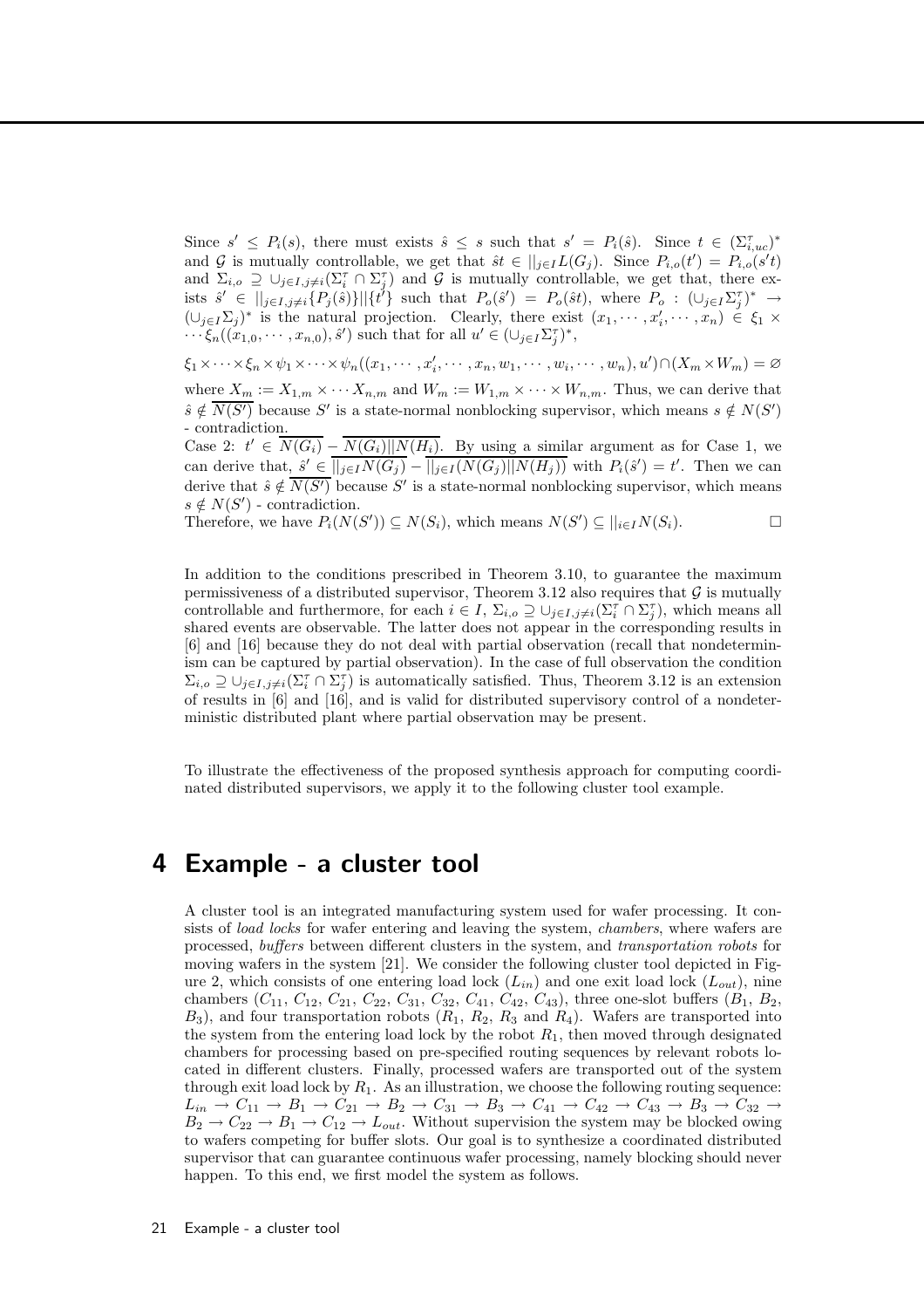Since $s' \leq P_i(s)$, there must exists $\hat{s} \leq s$ such that $s' = P_i(\hat{s})$. Since $t \in (\Sigma_{i,uc}^\tau)^*$ and $\mathcal{G}$ is mutually controllable, we get that $\hat{s}t \in ||_{j\in I} L(G_j)$. Since $P_{i,o}(t') = P_{i,o}(s't)$ and $\Sigma_{i,o} \supseteq \cup_{j\in I, j\neq i}(\Sigma_i^\tau \cap \Sigma_j^\tau)$ and $\mathcal{G}$ is mutually controllable, we get that, there exists $\hat{s}' \in ||_{j\in I, j\neq i}\{P_j(\hat{s})\}||\{t'\}$ such that $P_o(\hat{s}') = P_o(\hat{s}t)$, where $P_o : (\cup_{j\in I}\Sigma_j^\tau)^* \to (\cup_{j\in I}\Sigma_j)^*$ is the natural projection. Clearly, there exist $(x_1, \cdots, x_i', \cdots, x_n) \in \xi_1 \times \cdots \xi_n((x_{1,0}, \cdots, x_{n,0}), \hat{s}')$ such that for all $u' \in (\cup_{j\in I}\Sigma_j^\tau)^*$,

$$\xi_1 \times \cdots \times \xi_n \times \psi_1 \times \cdots \times \psi_n((x_1, \cdots, x_i', \cdots, x_n, w_1, \cdots, w_i, \cdots, w_n), u') \cap (X_m \times W_m) = \varnothing$$

where $X_m := X_{1,m} \times \cdots X_{n,m}$ and $W_m := W_{1,m} \times \cdots \times W_{n,m}$. Thus, we can derive that $\hat{s} \notin \overline{N(S')}$ because $S'$ is a state-normal nonblocking supervisor, which means $s \notin N(S')$ - contradiction.

Case 2: $t' \in \overline{N(G_i)} - \overline{N(G_i)||N(H_i)}$. By using a similar argument as for Case 1, we can derive that, $\hat{s}' \in \overline{||_{j\in I}N(G_j)} - \overline{||_{j\in I}(N(G_j)||N(H_j))}$ with $P_i(\hat{s}') = t'$. Then we can derive that $\hat{s} \notin \overline{N(S')}$ because $S'$ is a state-normal nonblocking supervisor, which means $s \notin N(S')$ - contradiction.

Therefore, we have $P_i(N(S')) \subseteq N(S_i)$, which means $N(S') \subseteq ||_{i\in I}N(S_i)$. □

In addition to the conditions prescribed in Theorem 3.10, to guarantee the maximum permissiveness of a distributed supervisor, Theorem 3.12 also requires that $\mathcal{G}$ is mutually controllable and furthermore, for each $i \in I$, $\Sigma_{i,o} \supseteq \cup_{j\in I, j\neq i}(\Sigma_i^\tau \cap \Sigma_j^\tau)$, which means all shared events are observable. The latter does not appear in the corresponding results in [6] and [16] because they do not deal with partial observation (recall that nondeterminism can be captured by partial observation). In the case of full observation the condition $\Sigma_{i,o} \supseteq \cup_{j\in I, j\neq i}(\Sigma_i^\tau \cap \Sigma_j^\tau)$ is automatically satisfied. Thus, Theorem 3.12 is an extension of results in [6] and [16], and is valid for distributed supervisory control of a nondeterministic distributed plant where partial observation may be present.

To illustrate the effectiveness of the proposed synthesis approach for computing coordinated distributed supervisors, we apply it to the following cluster tool example.

# 4 Example - a cluster tool

A cluster tool is an integrated manufacturing system used for wafer processing. It consists of *load locks* for wafer entering and leaving the system, *chambers*, where wafers are processed, *buffers* between different clusters in the system, and *transportation robots* for moving wafers in the system [21]. We consider the following cluster tool depicted in Figure 2, which consists of one entering load lock ($L_{in}$) and one exit load lock ($L_{out}$), nine chambers ($C_{11}$, $C_{12}$, $C_{21}$, $C_{22}$, $C_{31}$, $C_{32}$, $C_{41}$, $C_{42}$, $C_{43}$), three one-slot buffers ($B_1$, $B_2$, $B_3$), and four transportation robots ($R_1$, $R_2$, $R_3$ and $R_4$). Wafers are transported into the system from the entering load lock by the robot $R_1$, then moved through designated chambers for processing based on pre-specified routing sequences by relevant robots located in different clusters. Finally, processed wafers are transported out of the system through exit load lock by $R_1$. As an illustration, we choose the following routing sequence: $L_{in} \to C_{11} \to B_1 \to C_{21} \to B_2 \to C_{31} \to B_3 \to C_{41} \to C_{42} \to C_{43} \to B_3 \to C_{32} \to B_2 \to C_{22} \to B_1 \to C_{12} \to L_{out}$. Without supervision the system may be blocked owing to wafers competing for buffer slots. Our goal is to synthesize a coordinated distributed supervisor that can guarantee continuous wafer processing, namely blocking should never happen. To this end, we first model the system as follows.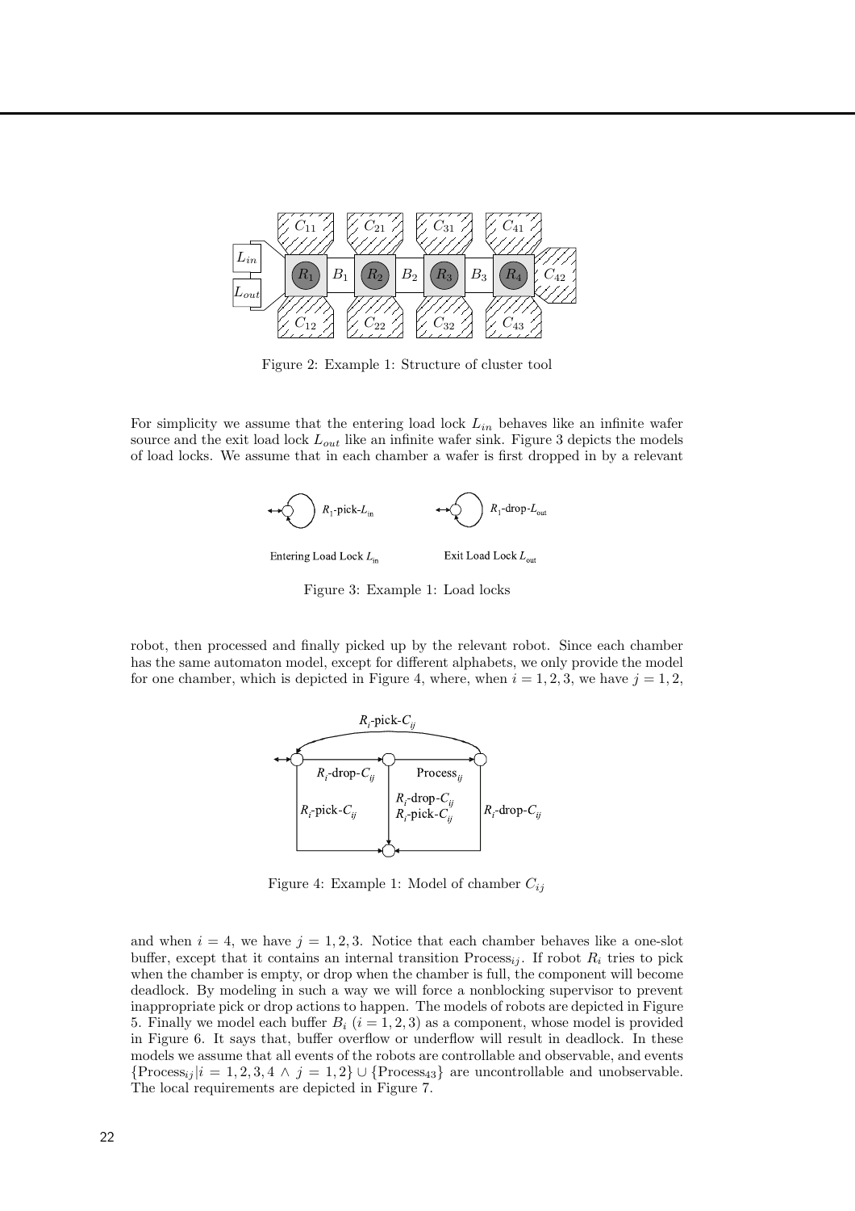Figure 2: Example 1: Structure of cluster tool

For simplicity we assume that the entering load lock $L_{in}$ behaves like an infinite wafer source and the exit load lock $L_{out}$ like an infinite wafer sink. Figure 3 depicts the models of load locks. We assume that in each chamber a wafer is first dropped in by a relevant robot, then processed and finally picked up by the relevant robot. Since each chamber has the same automaton model, except for different alphabets, we only provide the model for one chamber, which is depicted in Figure 4, where, when $i = 1, 2, 3$, we have $j = 1, 2$, and when $i = 4$, we have $j = 1, 2, 3$. Notice that each chamber behaves like a one-slot buffer, except that it contains an internal transition $\text{Process}_{ij}$. If robot $R_i$ tries to pick when the chamber is empty, or drop when the chamber is full, the component will become deadlock. By modeling in such a way we will force a nonblocking supervisor to prevent inappropriate pick or drop actions to happen. The models of robots are depicted in Figure 5. Finally we model each buffer $B_i$ ($i = 1, 2, 3$) as a component, whose model is provided in Figure 6. It says that, buffer overflow or underflow will result in deadlock. In these models we assume that all events of the robots are controllable and observable, and events $\{\text{Process}_{ij} | i = 1, 2, 3, 4 \wedge j = 1, 2\} \cup \{\text{Process}_{43}\}$ are uncontrollable and unobservable. The local requirements are depicted in Figure 7.

Figure 3: Example 1: Load locks

Figure 4: Example 1: Model of chamber $C_{ij}$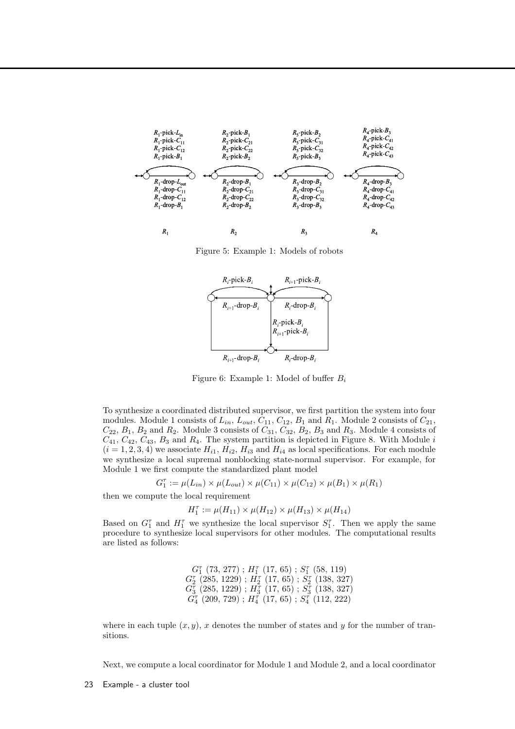Figure 5: Example 1: Models of robots

Figure 6: Example 1: Model of buffer $B_i$

To synthesize a coordinated distributed supervisor, we first partition the system into four modules. Module 1 consists of $L_{in}$, $L_{out}$, $C_{11}$, $C_{12}$, $B_1$ and $R_1$. Module 2 consists of $C_{21}$, $C_{22}$, $B_1$, $B_2$ and $R_2$. Module 3 consists of $C_{31}$, $C_{32}$, $B_2$, $B_3$ and $R_3$. Module 4 consists of $C_{41}$, $C_{42}$, $C_{43}$, $B_3$ and $R_4$. The system partition is depicted in Figure 8. With Module $i$ $(i = 1, 2, 3, 4)$ we associate $H_{i1}$, $H_{i2}$, $H_{i3}$ and $H_{i4}$ as local specifications. For each module we synthesize a local supremal nonblocking state-normal supervisor. For example, for Module 1 we first compute the standardized plant model

$$G_1^\tau := \mu(L_{in}) \times \mu(L_{out}) \times \mu(C_{11}) \times \mu(C_{12}) \times \mu(B_1) \times \mu(R_1)$$

then we compute the local requirement

$$H_1^\tau := \mu(H_{11}) \times \mu(H_{12}) \times \mu(H_{13}) \times \mu(H_{14})$$

Based on $G_1^\tau$ and $H_1^\tau$ we synthesize the local supervisor $S_1^\tau$. Then we apply the same procedure to synthesize local supervisors for other modules. The computational results are listed as follows:

$G_1^\tau$ (73, 277) ; $H_1^\tau$ (17, 65) ; $S_1^\tau$ (58, 119)
$G_2^\tau$ (285, 1229) ; $H_2^\tau$ (17, 65) ; $S_2^\tau$ (138, 327)
$G_3^\tau$ (285, 1229) ; $H_3^\tau$ (17, 65) ; $S_3^\tau$ (138, 327)
$G_4^\tau$ (209, 729) ; $H_4^\tau$ (17, 65) ; $S_4^\tau$ (112, 222)

where in each tuple $(x, y)$, $x$ denotes the number of states and $y$ for the number of transitions.

Next, we compute a local coordinator for Module 1 and Module 2, and a local coordinator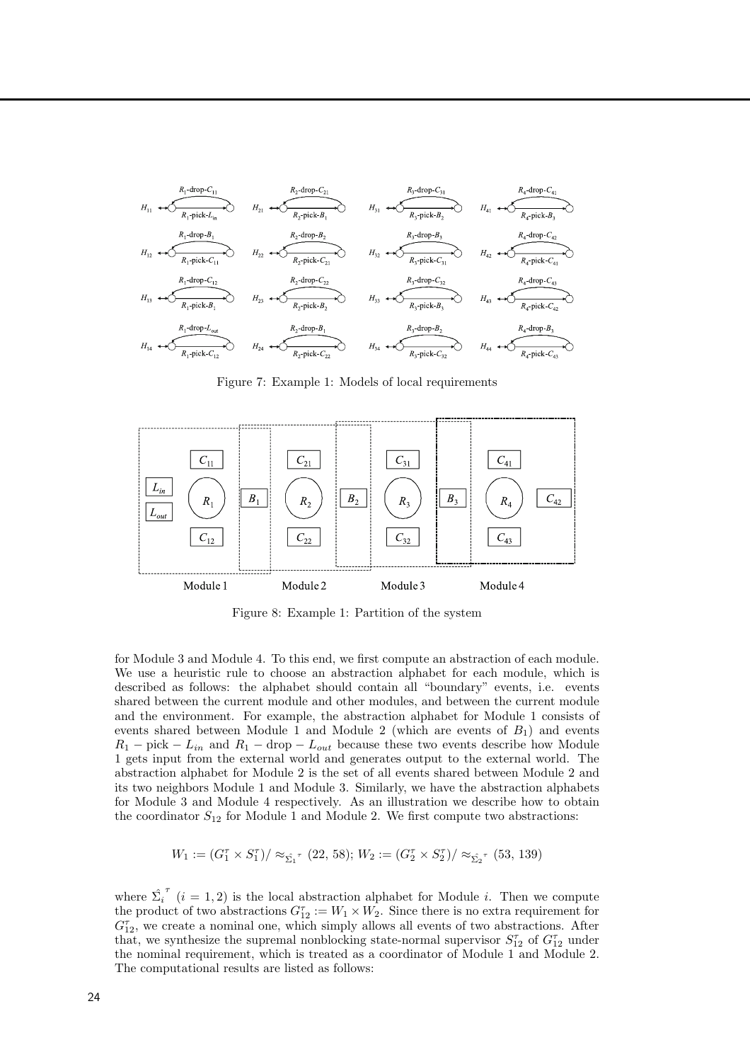Figure 7: Example 1: Models of local requirements

Figure 8: Example 1: Partition of the system

for Module 3 and Module 4. To this end, we first compute an abstraction of each module. We use a heuristic rule to choose an abstraction alphabet for each module, which is described as follows: the alphabet should contain all "boundary" events, i.e. events shared between the current module and other modules, and between the current module and the environment. For example, the abstraction alphabet for Module 1 consists of events shared between Module 1 and Module 2 (which are events of $B_1$) and events $R_1 - \text{pick} - L_{in}$ and $R_1 - \text{drop} - L_{out}$ because these two events describe how Module 1 gets input from the external world and generates output to the external world. The abstraction alphabet for Module 2 is the set of all events shared between Module 2 and its two neighbors Module 1 and Module 3. Similarly, we have the abstraction alphabets for Module 3 and Module 4 respectively. As an illustration we describe how to obtain the coordinator $S_{12}$ for Module 1 and Module 2. We first compute two abstractions:

$$W_1 := (G_1^\tau \times S_1^\tau)/\approx_{\hat{\Sigma}_1{}^\tau} (22, 58); W_2 := (G_2^\tau \times S_2^\tau)/\approx_{\hat{\Sigma}_2{}^\tau} (53, 139)$$

where $\hat{\Sigma}_i{}^\tau$ $(i = 1, 2)$ is the local abstraction alphabet for Module $i$. Then we compute the product of two abstractions $G_{12}^\tau := W_1 \times W_2$. Since there is no extra requirement for $G_{12}^\tau$, we create a nominal one, which simply allows all events of two abstractions. After that, we synthesize the supremal nonblocking state-normal supervisor $S_{12}^\tau$ of $G_{12}^\tau$ under the nominal requirement, which is treated as a coordinator of Module 1 and Module 2. The computational results are listed as follows: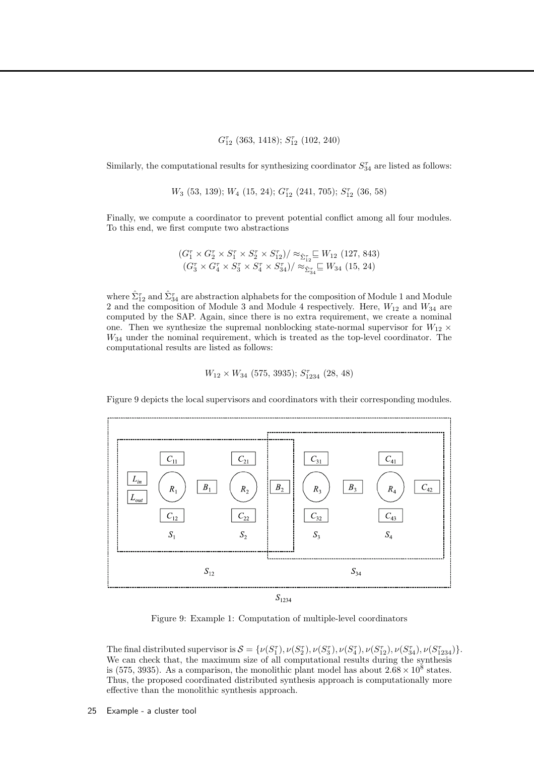$$G_{12}^{\tau}\ (363,\ 1418);\ S_{12}^{\tau}\ (102,\ 240)$$

Similarly, the computational results for synthesizing coordinator $S_{34}^{\tau}$ are listed as follows:

$$W_3\ (53,\ 139);\ W_4\ (15,\ 24);\ G_{12}^{\tau}\ (241,\ 705);\ S_{12}^{\tau}\ (36,\ 58)$$

Finally, we compute a coordinator to prevent potential conflict among all four modules. To this end, we first compute two abstractions

$$(G_1^{\tau} \times G_2^{\tau} \times S_1^{\tau} \times S_2^{\tau} \times S_{12}^{\tau})/\approx_{\hat{\Sigma}_{12}^{\tau}} \sqsubseteq W_{12}\ (127,\ 843)$$
$$(G_3^{\tau} \times G_4^{\tau} \times S_3^{\tau} \times S_4^{\tau} \times S_{34}^{\tau})/\approx_{\hat{\Sigma}_{34}^{\tau}} \sqsubseteq W_{34}\ (15,\ 24)$$

where $\hat{\Sigma}_{12}^{\tau}$ and $\hat{\Sigma}_{34}^{\tau}$ are abstraction alphabets for the composition of Module 1 and Module 2 and the composition of Module 3 and Module 4 respectively. Here, $W_{12}$ and $W_{34}$ are computed by the SAP. Again, since there is no extra requirement, we create a nominal one. Then we synthesize the supremal nonblocking state-normal supervisor for $W_{12} \times W_{34}$ under the nominal requirement, which is treated as the top-level coordinator. The computational results are listed as follows:

$$W_{12} \times W_{34}\ (575,\ 3935);\ S_{1234}^{\tau}\ (28,\ 48)$$

Figure 9 depicts the local supervisors and coordinators with their corresponding modules.

Figure 9: Example 1: Computation of multiple-level coordinators

The final distributed supervisor is $\mathcal{S} = \{\nu(S_1^{\tau}), \nu(S_2^{\tau}), \nu(S_3^{\tau}), \nu(S_4^{\tau}), \nu(S_{12}^{\tau}), \nu(S_{34}^{\tau}), \nu(S_{1234}^{\tau})\}$. We can check that, the maximum size of all computational results during the synthesis is (575, 3935). As a comparison, the monolithic plant model has about $2.68 \times 10^8$ states. Thus, the proposed coordinated distributed synthesis approach is computationally more effective than the monolithic synthesis approach.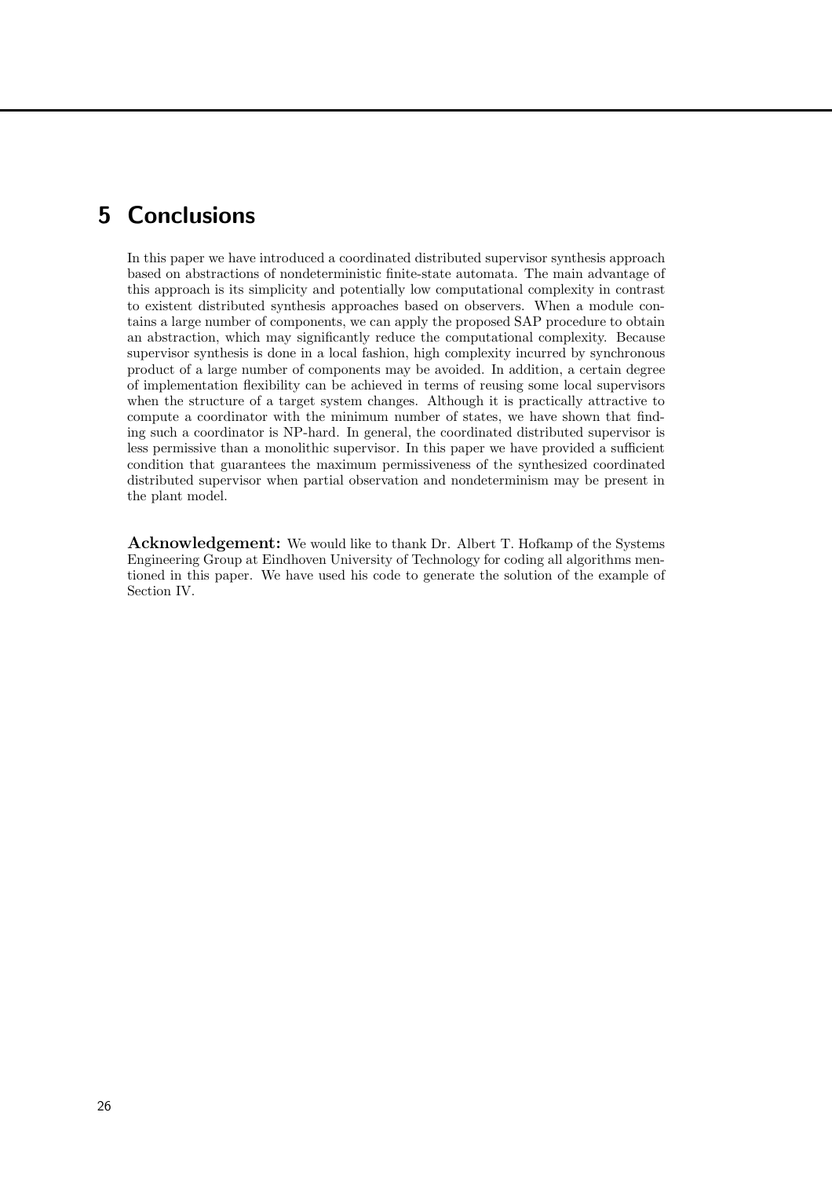# 5 Conclusions

In this paper we have introduced a coordinated distributed supervisor synthesis approach based on abstractions of nondeterministic finite-state automata. The main advantage of this approach is its simplicity and potentially low computational complexity in contrast to existent distributed synthesis approaches based on observers. When a module contains a large number of components, we can apply the proposed SAP procedure to obtain an abstraction, which may significantly reduce the computational complexity. Because supervisor synthesis is done in a local fashion, high complexity incurred by synchronous product of a large number of components may be avoided. In addition, a certain degree of implementation flexibility can be achieved in terms of reusing some local supervisors when the structure of a target system changes. Although it is practically attractive to compute a coordinator with the minimum number of states, we have shown that finding such a coordinator is NP-hard. In general, the coordinated distributed supervisor is less permissive than a monolithic supervisor. In this paper we have provided a sufficient condition that guarantees the maximum permissiveness of the synthesized coordinated distributed supervisor when partial observation and nondeterminism may be present in the plant model.

**Acknowledgement:** We would like to thank Dr. Albert T. Hofkamp of the Systems Engineering Group at Eindhoven University of Technology for coding all algorithms mentioned in this paper. We have used his code to generate the solution of the example of Section IV.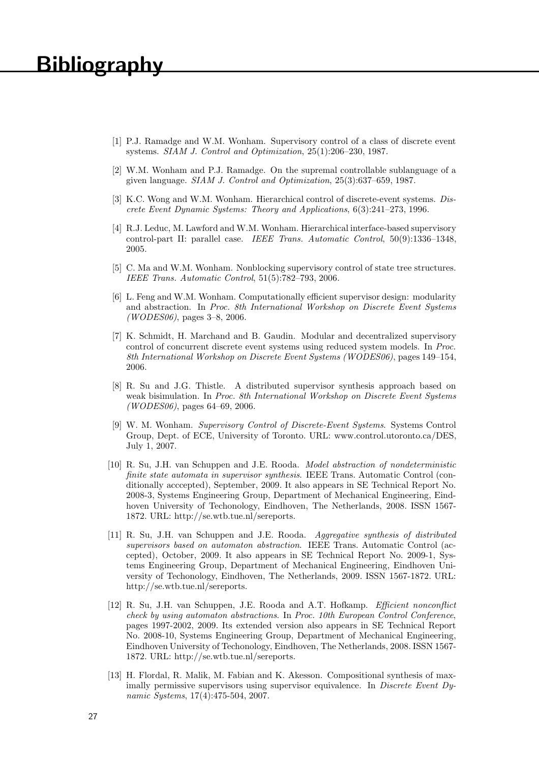# Bibliography

[1] P.J. Ramadge and W.M. Wonham. Supervisory control of a class of discrete event systems. *SIAM J. Control and Optimization*, 25(1):206–230, 1987.

[2] W.M. Wonham and P.J. Ramadge. On the supremal controllable sublanguage of a given language. *SIAM J. Control and Optimization*, 25(3):637–659, 1987.

[3] K.C. Wong and W.M. Wonham. Hierarchical control of discrete-event systems. *Discrete Event Dynamic Systems: Theory and Applications*, 6(3):241–273, 1996.

[4] R.J. Leduc, M. Lawford and W.M. Wonham. Hierarchical interface-based supervisory control-part II: parallel case. *IEEE Trans. Automatic Control*, 50(9):1336–1348, 2005.

[5] C. Ma and W.M. Wonham. Nonblocking supervisory control of state tree structures. *IEEE Trans. Automatic Control*, 51(5):782–793, 2006.

[6] L. Feng and W.M. Wonham. Computationally efficient supervisor design: modularity and abstraction. In *Proc. 8th International Workshop on Discrete Event Systems (WODES06)*, pages 3–8, 2006.

[7] K. Schmidt, H. Marchand and B. Gaudin. Modular and decentralized supervisory control of concurrent discrete event systems using reduced system models. In *Proc. 8th International Workshop on Discrete Event Systems (WODES06)*, pages 149–154, 2006.

[8] R. Su and J.G. Thistle. A distributed supervisor synthesis approach based on weak bisimulation. In *Proc. 8th International Workshop on Discrete Event Systems (WODES06)*, pages 64–69, 2006.

[9] W. M. Wonham. *Supervisory Control of Discrete-Event Systems*. Systems Control Group, Dept. of ECE, University of Toronto. URL: www.control.utoronto.ca/DES, July 1, 2007.

[10] R. Su, J.H. van Schuppen and J.E. Rooda. *Model abstraction of nondeterministic finite state automata in supervisor synthesis*. IEEE Trans. Automatic Control (conditionally acccepted), September, 2009. It also appears in SE Technical Report No. 2008-3, Systems Engineering Group, Department of Mechanical Engineering, Eindhoven University of Techonology, Eindhoven, The Netherlands, 2008. ISSN 1567-1872. URL: http://se.wtb.tue.nl/sereports.

[11] R. Su, J.H. van Schuppen and J.E. Rooda. *Aggregative synthesis of distributed supervisors based on automaton abstraction*. IEEE Trans. Automatic Control (accepted), October, 2009. It also appears in SE Technical Report No. 2009-1, Systems Engineering Group, Department of Mechanical Engineering, Eindhoven University of Techonology, Eindhoven, The Netherlands, 2009. ISSN 1567-1872. URL: http://se.wtb.tue.nl/sereports.

[12] R. Su, J.H. van Schuppen, J.E. Rooda and A.T. Hofkamp. *Efficient nonconflict check by using automaton abstractions*. In *Proc. 10th European Control Conference*, pages 1997-2002, 2009. Its extended version also appears in SE Technical Report No. 2008-10, Systems Engineering Group, Department of Mechanical Engineering, Eindhoven University of Techonology, Eindhoven, The Netherlands, 2008. ISSN 1567-1872. URL: http://se.wtb.tue.nl/sereports.

[13] H. Flordal, R. Malik, M. Fabian and K. Akesson. Compositional synthesis of maximally permissive supervisors using supervisor equivalence. In *Discrete Event Dynamic Systems*, 17(4):475-504, 2007.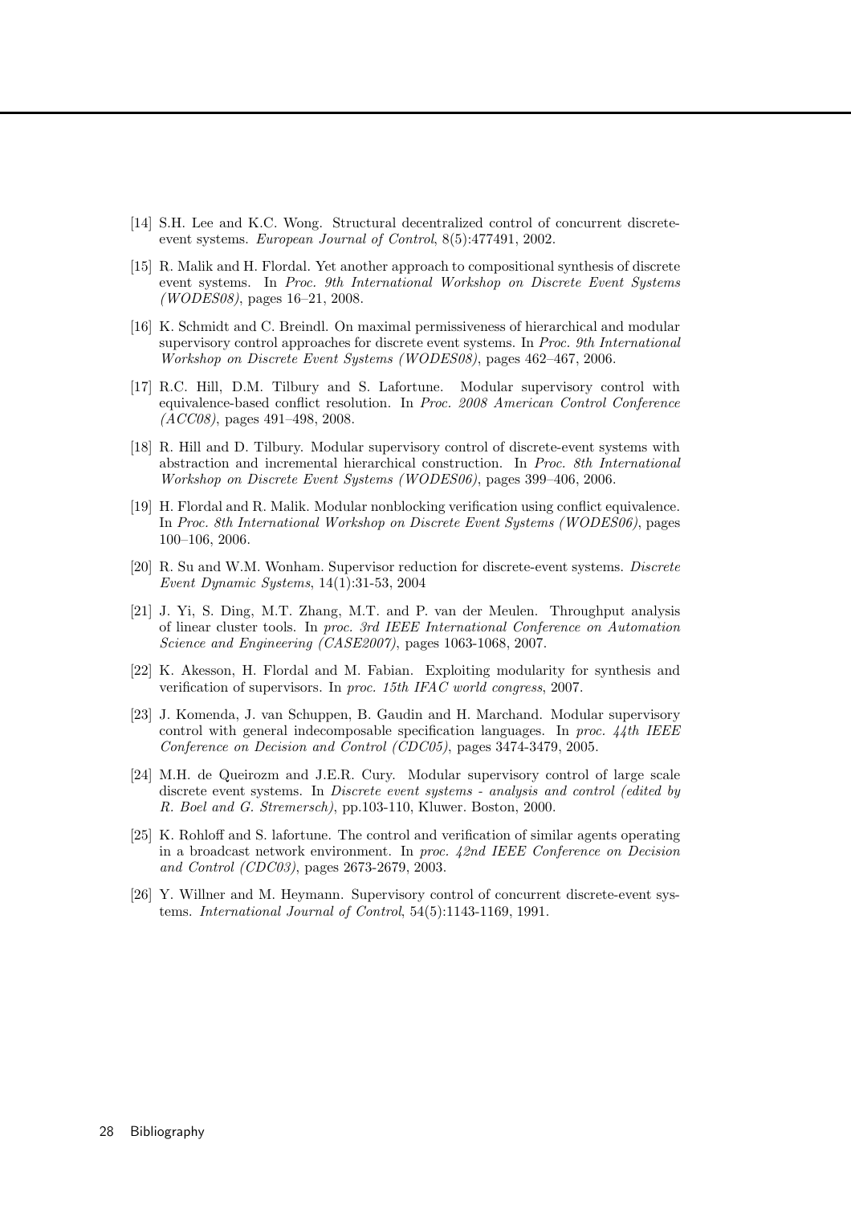[14] S.H. Lee and K.C. Wong. Structural decentralized control of concurrent discrete-event systems. *European Journal of Control*, 8(5):477491, 2002.

[15] R. Malik and H. Flordal. Yet another approach to compositional synthesis of discrete event systems. In *Proc. 9th International Workshop on Discrete Event Systems (WODES08)*, pages 16–21, 2008.

[16] K. Schmidt and C. Breindl. On maximal permissiveness of hierarchical and modular supervisory control approaches for discrete event systems. In *Proc. 9th International Workshop on Discrete Event Systems (WODES08)*, pages 462–467, 2006.

[17] R.C. Hill, D.M. Tilbury and S. Lafortune. Modular supervisory control with equivalence-based conflict resolution. In *Proc. 2008 American Control Conference (ACC08)*, pages 491–498, 2008.

[18] R. Hill and D. Tilbury. Modular supervisory control of discrete-event systems with abstraction and incremental hierarchical construction. In *Proc. 8th International Workshop on Discrete Event Systems (WODES06)*, pages 399–406, 2006.

[19] H. Flordal and R. Malik. Modular nonblocking verification using conflict equivalence. In *Proc. 8th International Workshop on Discrete Event Systems (WODES06)*, pages 100–106, 2006.

[20] R. Su and W.M. Wonham. Supervisor reduction for discrete-event systems. *Discrete Event Dynamic Systems*, 14(1):31-53, 2004

[21] J. Yi, S. Ding, M.T. Zhang, M.T. and P. van der Meulen. Throughput analysis of linear cluster tools. In *proc. 3rd IEEE International Conference on Automation Science and Engineering (CASE2007)*, pages 1063-1068, 2007.

[22] K. Akesson, H. Flordal and M. Fabian. Exploiting modularity for synthesis and verification of supervisors. In *proc. 15th IFAC world congress*, 2007.

[23] J. Komenda, J. van Schuppen, B. Gaudin and H. Marchand. Modular supervisory control with general indecomposable specification languages. In *proc. 44th IEEE Conference on Decision and Control (CDC05)*, pages 3474-3479, 2005.

[24] M.H. de Queirozm and J.E.R. Cury. Modular supervisory control of large scale discrete event systems. In *Discrete event systems - analysis and control (edited by R. Boel and G. Stremersch)*, pp.103-110, Kluwer. Boston, 2000.

[25] K. Rohloff and S. lafortune. The control and verification of similar agents operating in a broadcast network environment. In *proc. 42nd IEEE Conference on Decision and Control (CDC03)*, pages 2673-2679, 2003.

[26] Y. Willner and M. Heymann. Supervisory control of concurrent discrete-event systems. *International Journal of Control*, 54(5):1143-1169, 1991.